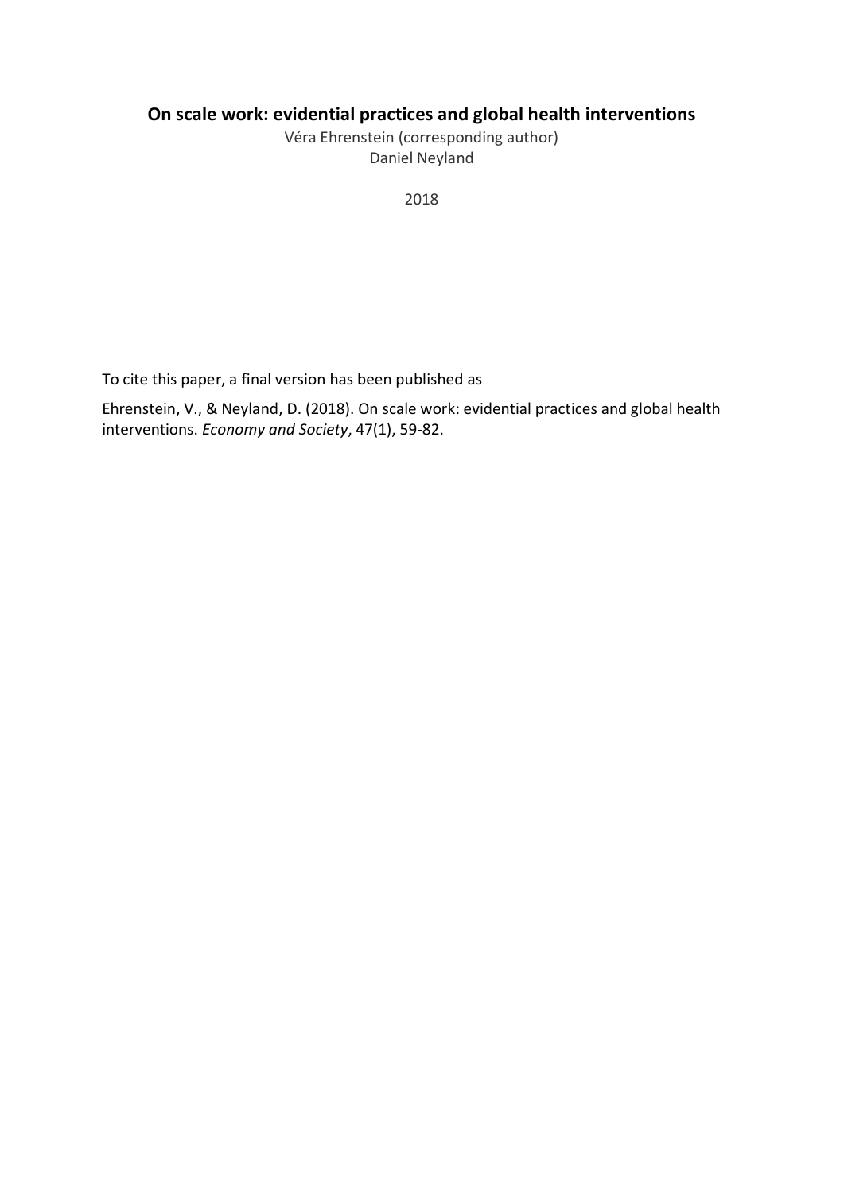# On scale work: evidential practices and global health interventions

Véra Ehrenstein (corresponding author)
Daniel Neyland

2018

To cite this paper, a final version has been published as

Ehrenstein, V., & Neyland, D. (2018). On scale work: evidential practices and global health interventions. *Economy and Society*, 47(1), 59-82.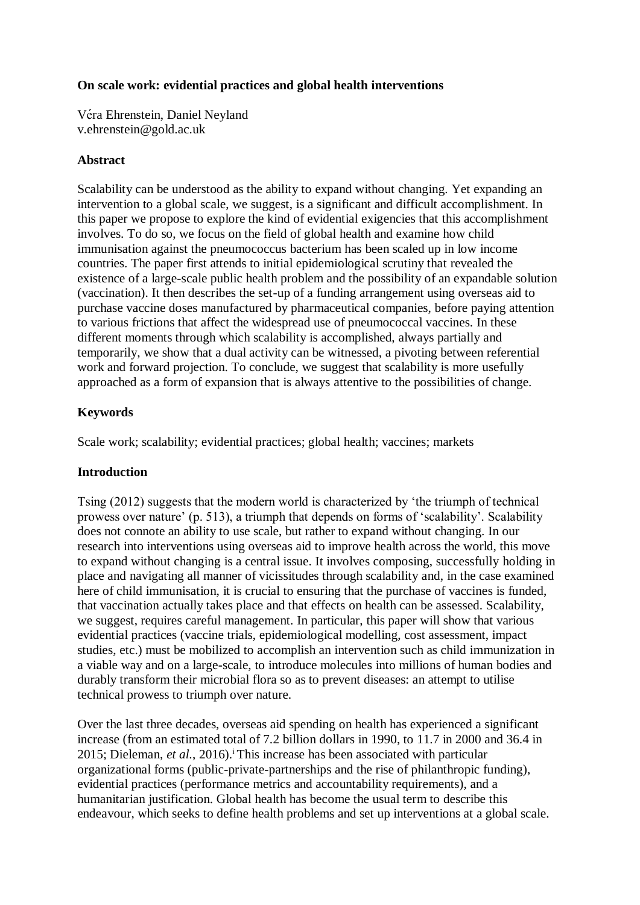**On scale work: evidential practices and global health interventions**

Véra Ehrenstein, Daniel Neyland  
v.ehrenstein@gold.ac.uk

**Abstract**

Scalability can be understood as the ability to expand without changing. Yet expanding an intervention to a global scale, we suggest, is a significant and difficult accomplishment. In this paper we propose to explore the kind of evidential exigencies that this accomplishment involves. To do so, we focus on the field of global health and examine how child immunisation against the pneumococcus bacterium has been scaled up in low income countries. The paper first attends to initial epidemiological scrutiny that revealed the existence of a large-scale public health problem and the possibility of an expandable solution (vaccination). It then describes the set-up of a funding arrangement using overseas aid to purchase vaccine doses manufactured by pharmaceutical companies, before paying attention to various frictions that affect the widespread use of pneumococcal vaccines. In these different moments through which scalability is accomplished, always partially and temporarily, we show that a dual activity can be witnessed, a pivoting between referential work and forward projection. To conclude, we suggest that scalability is more usefully approached as a form of expansion that is always attentive to the possibilities of change.

**Keywords**

Scale work; scalability; evidential practices; global health; vaccines; markets

**Introduction**

Tsing (2012) suggests that the modern world is characterized by 'the triumph of technical prowess over nature' (p. 513), a triumph that depends on forms of 'scalability'. Scalability does not connote an ability to use scale, but rather to expand without changing. In our research into interventions using overseas aid to improve health across the world, this move to expand without changing is a central issue. It involves composing, successfully holding in place and navigating all manner of vicissitudes through scalability and, in the case examined here of child immunisation, it is crucial to ensuring that the purchase of vaccines is funded, that vaccination actually takes place and that effects on health can be assessed. Scalability, we suggest, requires careful management. In particular, this paper will show that various evidential practices (vaccine trials, epidemiological modelling, cost assessment, impact studies, etc.) must be mobilized to accomplish an intervention such as child immunization in a viable way and on a large-scale, to introduce molecules into millions of human bodies and durably transform their microbial flora so as to prevent diseases: an attempt to utilise technical prowess to triumph over nature.

Over the last three decades, overseas aid spending on health has experienced a significant increase (from an estimated total of 7.2 billion dollars in 1990, to 11.7 in 2000 and 36.4 in 2015; Dieleman, *et al*., 2016).[i] This increase has been associated with particular organizational forms (public-private-partnerships and the rise of philanthropic funding), evidential practices (performance metrics and accountability requirements), and a humanitarian justification. Global health has become the usual term to describe this endeavour, which seeks to define health problems and set up interventions at a global scale.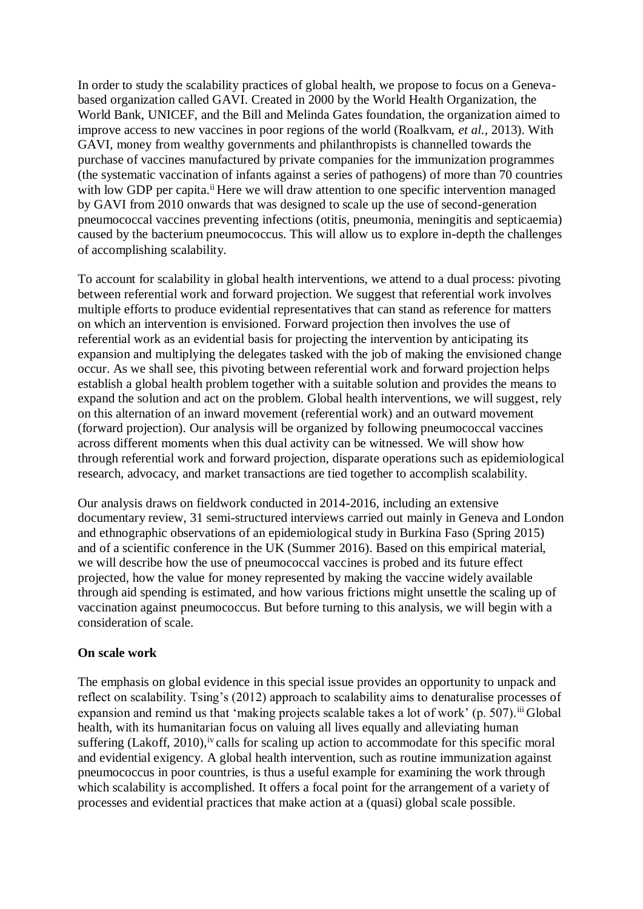In order to study the scalability practices of global health, we propose to focus on a Geneva-based organization called GAVI. Created in 2000 by the World Health Organization, the World Bank, UNICEF, and the Bill and Melinda Gates foundation, the organization aimed to improve access to new vaccines in poor regions of the world (Roalkvam, *et al.*, 2013). With GAVI, money from wealthy governments and philanthropists is channelled towards the purchase of vaccines manufactured by private companies for the immunization programmes (the systematic vaccination of infants against a series of pathogens) of more than 70 countries with low GDP per capita.[ii] Here we will draw attention to one specific intervention managed by GAVI from 2010 onwards that was designed to scale up the use of second-generation pneumococcal vaccines preventing infections (otitis, pneumonia, meningitis and septicaemia) caused by the bacterium pneumococcus. This will allow us to explore in-depth the challenges of accomplishing scalability.

To account for scalability in global health interventions, we attend to a dual process: pivoting between referential work and forward projection. We suggest that referential work involves multiple efforts to produce evidential representatives that can stand as reference for matters on which an intervention is envisioned. Forward projection then involves the use of referential work as an evidential basis for projecting the intervention by anticipating its expansion and multiplying the delegates tasked with the job of making the envisioned change occur. As we shall see, this pivoting between referential work and forward projection helps establish a global health problem together with a suitable solution and provides the means to expand the solution and act on the problem. Global health interventions, we will suggest, rely on this alternation of an inward movement (referential work) and an outward movement (forward projection). Our analysis will be organized by following pneumococcal vaccines across different moments when this dual activity can be witnessed. We will show how through referential work and forward projection, disparate operations such as epidemiological research, advocacy, and market transactions are tied together to accomplish scalability.

Our analysis draws on fieldwork conducted in 2014-2016, including an extensive documentary review, 31 semi-structured interviews carried out mainly in Geneva and London and ethnographic observations of an epidemiological study in Burkina Faso (Spring 2015) and of a scientific conference in the UK (Summer 2016). Based on this empirical material, we will describe how the use of pneumococcal vaccines is probed and its future effect projected, how the value for money represented by making the vaccine widely available through aid spending is estimated, and how various frictions might unsettle the scaling up of vaccination against pneumococcus. But before turning to this analysis, we will begin with a consideration of scale.

## On scale work

The emphasis on global evidence in this special issue provides an opportunity to unpack and reflect on scalability. Tsing's (2012) approach to scalability aims to denaturalise processes of expansion and remind us that 'making projects scalable takes a lot of work' (p. 507).[iii] Global health, with its humanitarian focus on valuing all lives equally and alleviating human suffering (Lakoff, 2010),[iv] calls for scaling up action to accommodate for this specific moral and evidential exigency. A global health intervention, such as routine immunization against pneumococcus in poor countries, is thus a useful example for examining the work through which scalability is accomplished. It offers a focal point for the arrangement of a variety of processes and evidential practices that make action at a (quasi) global scale possible.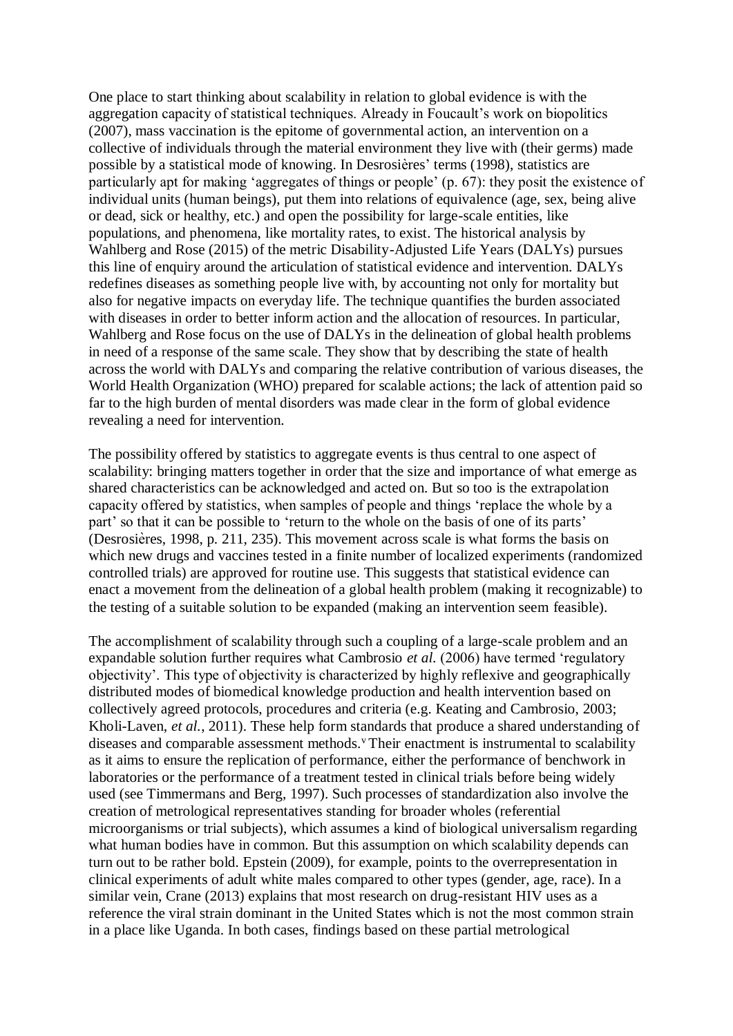One place to start thinking about scalability in relation to global evidence is with the aggregation capacity of statistical techniques. Already in Foucault's work on biopolitics (2007), mass vaccination is the epitome of governmental action, an intervention on a collective of individuals through the material environment they live with (their germs) made possible by a statistical mode of knowing. In Desrosières' terms (1998), statistics are particularly apt for making 'aggregates of things or people' (p. 67): they posit the existence of individual units (human beings), put them into relations of equivalence (age, sex, being alive or dead, sick or healthy, etc.) and open the possibility for large-scale entities, like populations, and phenomena, like mortality rates, to exist. The historical analysis by Wahlberg and Rose (2015) of the metric Disability-Adjusted Life Years (DALYs) pursues this line of enquiry around the articulation of statistical evidence and intervention. DALYs redefines diseases as something people live with, by accounting not only for mortality but also for negative impacts on everyday life. The technique quantifies the burden associated with diseases in order to better inform action and the allocation of resources. In particular, Wahlberg and Rose focus on the use of DALYs in the delineation of global health problems in need of a response of the same scale. They show that by describing the state of health across the world with DALYs and comparing the relative contribution of various diseases, the World Health Organization (WHO) prepared for scalable actions; the lack of attention paid so far to the high burden of mental disorders was made clear in the form of global evidence revealing a need for intervention.

The possibility offered by statistics to aggregate events is thus central to one aspect of scalability: bringing matters together in order that the size and importance of what emerge as shared characteristics can be acknowledged and acted on. But so too is the extrapolation capacity offered by statistics, when samples of people and things 'replace the whole by a part' so that it can be possible to 'return to the whole on the basis of one of its parts' (Desrosières, 1998, p. 211, 235). This movement across scale is what forms the basis on which new drugs and vaccines tested in a finite number of localized experiments (randomized controlled trials) are approved for routine use. This suggests that statistical evidence can enact a movement from the delineation of a global health problem (making it recognizable) to the testing of a suitable solution to be expanded (making an intervention seem feasible).

The accomplishment of scalability through such a coupling of a large-scale problem and an expandable solution further requires what Cambrosio *et al.* (2006) have termed 'regulatory objectivity'. This type of objectivity is characterized by highly reflexive and geographically distributed modes of biomedical knowledge production and health intervention based on collectively agreed protocols, procedures and criteria (e.g. Keating and Cambrosio, 2003; Kholi-Laven, *et al.*, 2011). These help form standards that produce a shared understanding of diseases and comparable assessment methods.[v] Their enactment is instrumental to scalability as it aims to ensure the replication of performance, either the performance of benchwork in laboratories or the performance of a treatment tested in clinical trials before being widely used (see Timmermans and Berg, 1997). Such processes of standardization also involve the creation of metrological representatives standing for broader wholes (referential microorganisms or trial subjects), which assumes a kind of biological universalism regarding what human bodies have in common. But this assumption on which scalability depends can turn out to be rather bold. Epstein (2009), for example, points to the overrepresentation in clinical experiments of adult white males compared to other types (gender, age, race). In a similar vein, Crane (2013) explains that most research on drug-resistant HIV uses as a reference the viral strain dominant in the United States which is not the most common strain in a place like Uganda. In both cases, findings based on these partial metrological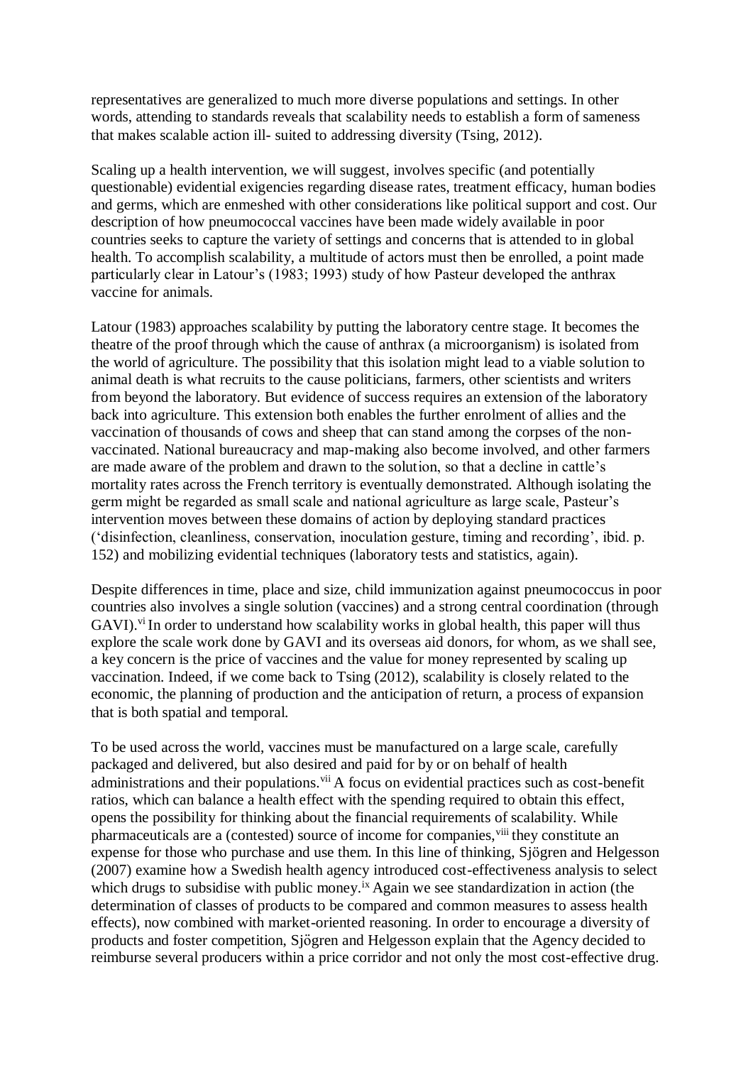representatives are generalized to much more diverse populations and settings. In other words, attending to standards reveals that scalability needs to establish a form of sameness that makes scalable action ill- suited to addressing diversity (Tsing, 2012).

Scaling up a health intervention, we will suggest, involves specific (and potentially questionable) evidential exigencies regarding disease rates, treatment efficacy, human bodies and germs, which are enmeshed with other considerations like political support and cost. Our description of how pneumococcal vaccines have been made widely available in poor countries seeks to capture the variety of settings and concerns that is attended to in global health. To accomplish scalability, a multitude of actors must then be enrolled, a point made particularly clear in Latour's (1983; 1993) study of how Pasteur developed the anthrax vaccine for animals.

Latour (1983) approaches scalability by putting the laboratory centre stage. It becomes the theatre of the proof through which the cause of anthrax (a microorganism) is isolated from the world of agriculture. The possibility that this isolation might lead to a viable solution to animal death is what recruits to the cause politicians, farmers, other scientists and writers from beyond the laboratory. But evidence of success requires an extension of the laboratory back into agriculture. This extension both enables the further enrolment of allies and the vaccination of thousands of cows and sheep that can stand among the corpses of the non-vaccinated. National bureaucracy and map-making also become involved, and other farmers are made aware of the problem and drawn to the solution, so that a decline in cattle's mortality rates across the French territory is eventually demonstrated. Although isolating the germ might be regarded as small scale and national agriculture as large scale, Pasteur's intervention moves between these domains of action by deploying standard practices ('disinfection, cleanliness, conservation, inoculation gesture, timing and recording', ibid. p. 152) and mobilizing evidential techniques (laboratory tests and statistics, again).

Despite differences in time, place and size, child immunization against pneumococcus in poor countries also involves a single solution (vaccines) and a strong central coordination (through GAVI).[vi] In order to understand how scalability works in global health, this paper will thus explore the scale work done by GAVI and its overseas aid donors, for whom, as we shall see, a key concern is the price of vaccines and the value for money represented by scaling up vaccination. Indeed, if we come back to Tsing (2012), scalability is closely related to the economic, the planning of production and the anticipation of return, a process of expansion that is both spatial and temporal.

To be used across the world, vaccines must be manufactured on a large scale, carefully packaged and delivered, but also desired and paid for by or on behalf of health administrations and their populations.[vii] A focus on evidential practices such as cost-benefit ratios, which can balance a health effect with the spending required to obtain this effect, opens the possibility for thinking about the financial requirements of scalability. While pharmaceuticals are a (contested) source of income for companies,[viii] they constitute an expense for those who purchase and use them. In this line of thinking, Sjögren and Helgesson (2007) examine how a Swedish health agency introduced cost-effectiveness analysis to select which drugs to subsidise with public money.[ix] Again we see standardization in action (the determination of classes of products to be compared and common measures to assess health effects), now combined with market-oriented reasoning. In order to encourage a diversity of products and foster competition, Sjögren and Helgesson explain that the Agency decided to reimburse several producers within a price corridor and not only the most cost-effective drug.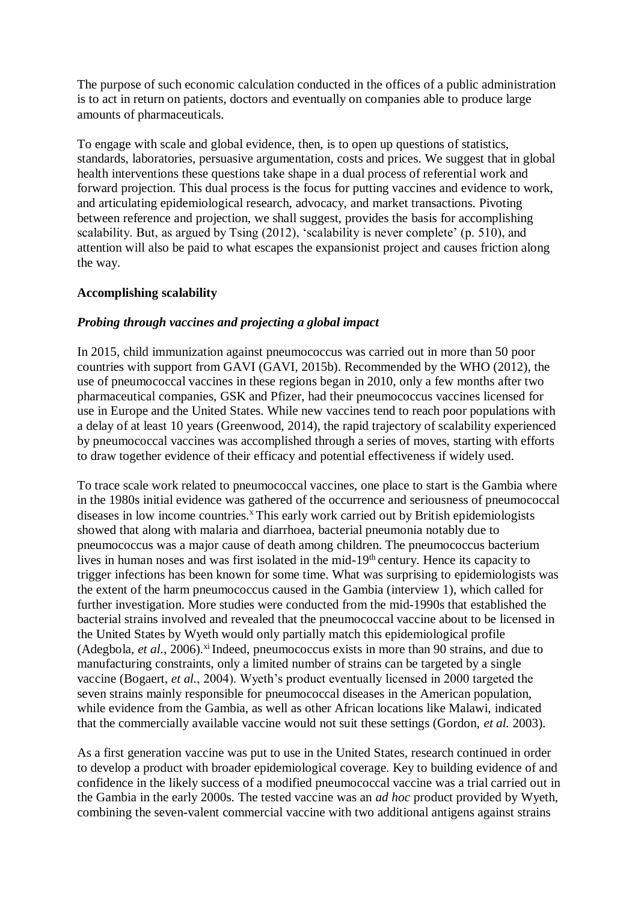The purpose of such economic calculation conducted in the offices of a public administration is to act in return on patients, doctors and eventually on companies able to produce large amounts of pharmaceuticals.

To engage with scale and global evidence, then, is to open up questions of statistics, standards, laboratories, persuasive argumentation, costs and prices. We suggest that in global health interventions these questions take shape in a dual process of referential work and forward projection. This dual process is the focus for putting vaccines and evidence to work, and articulating epidemiological research, advocacy, and market transactions. Pivoting between reference and projection, we shall suggest, provides the basis for accomplishing scalability. But, as argued by Tsing (2012), 'scalability is never complete' (p. 510), and attention will also be paid to what escapes the expansionist project and causes friction along the way.

## Accomplishing scalability

### *Probing through vaccines and projecting a global impact*

In 2015, child immunization against pneumococcus was carried out in more than 50 poor countries with support from GAVI (GAVI, 2015b). Recommended by the WHO (2012), the use of pneumococcal vaccines in these regions began in 2010, only a few months after two pharmaceutical companies, GSK and Pfizer, had their pneumococcus vaccines licensed for use in Europe and the United States. While new vaccines tend to reach poor populations with a delay of at least 10 years (Greenwood, 2014), the rapid trajectory of scalability experienced by pneumococcal vaccines was accomplished through a series of moves, starting with efforts to draw together evidence of their efficacy and potential effectiveness if widely used.

To trace scale work related to pneumococcal vaccines, one place to start is the Gambia where in the 1980s initial evidence was gathered of the occurrence and seriousness of pneumococcal diseases in low income countries.[x] This early work carried out by British epidemiologists showed that along with malaria and diarrhoea, bacterial pneumonia notably due to pneumococcus was a major cause of death among children. The pneumococcus bacterium lives in human noses and was first isolated in the mid-19th century. Hence its capacity to trigger infections has been known for some time. What was surprising to epidemiologists was the extent of the harm pneumococcus caused in the Gambia (interview 1), which called for further investigation. More studies were conducted from the mid-1990s that established the bacterial strains involved and revealed that the pneumococcal vaccine about to be licensed in the United States by Wyeth would only partially match this epidemiological profile (Adegbola, *et al.*, 2006).[xi] Indeed, pneumococcus exists in more than 90 strains, and due to manufacturing constraints, only a limited number of strains can be targeted by a single vaccine (Bogaert, *et al.*, 2004). Wyeth's product eventually licensed in 2000 targeted the seven strains mainly responsible for pneumococcal diseases in the American population, while evidence from the Gambia, as well as other African locations like Malawi, indicated that the commercially available vaccine would not suit these settings (Gordon, *et al.* 2003).

As a first generation vaccine was put to use in the United States, research continued in order to develop a product with broader epidemiological coverage. Key to building evidence of and confidence in the likely success of a modified pneumococcal vaccine was a trial carried out in the Gambia in the early 2000s. The tested vaccine was an *ad hoc* product provided by Wyeth, combining the seven-valent commercial vaccine with two additional antigens against strains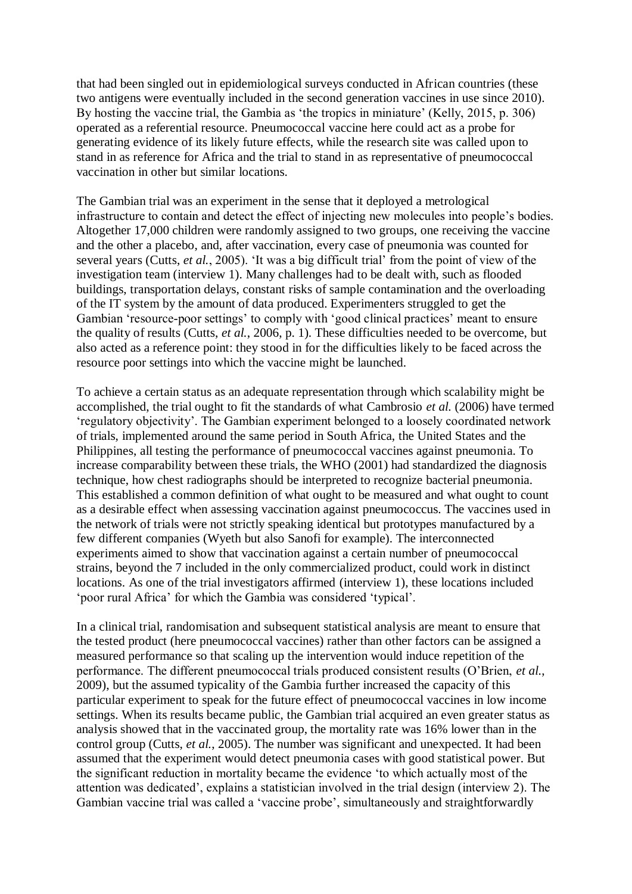that had been singled out in epidemiological surveys conducted in African countries (these two antigens were eventually included in the second generation vaccines in use since 2010). By hosting the vaccine trial, the Gambia as 'the tropics in miniature' (Kelly, 2015, p. 306) operated as a referential resource. Pneumococcal vaccine here could act as a probe for generating evidence of its likely future effects, while the research site was called upon to stand in as reference for Africa and the trial to stand in as representative of pneumococcal vaccination in other but similar locations.

The Gambian trial was an experiment in the sense that it deployed a metrological infrastructure to contain and detect the effect of injecting new molecules into people's bodies. Altogether 17,000 children were randomly assigned to two groups, one receiving the vaccine and the other a placebo, and, after vaccination, every case of pneumonia was counted for several years (Cutts, *et al.*, 2005). 'It was a big difficult trial' from the point of view of the investigation team (interview 1). Many challenges had to be dealt with, such as flooded buildings, transportation delays, constant risks of sample contamination and the overloading of the IT system by the amount of data produced. Experimenters struggled to get the Gambian 'resource-poor settings' to comply with 'good clinical practices' meant to ensure the quality of results (Cutts, *et al.*, 2006, p. 1). These difficulties needed to be overcome, but also acted as a reference point: they stood in for the difficulties likely to be faced across the resource poor settings into which the vaccine might be launched.

To achieve a certain status as an adequate representation through which scalability might be accomplished, the trial ought to fit the standards of what Cambrosio *et al.* (2006) have termed 'regulatory objectivity'. The Gambian experiment belonged to a loosely coordinated network of trials, implemented around the same period in South Africa, the United States and the Philippines, all testing the performance of pneumococcal vaccines against pneumonia. To increase comparability between these trials, the WHO (2001) had standardized the diagnosis technique, how chest radiographs should be interpreted to recognize bacterial pneumonia. This established a common definition of what ought to be measured and what ought to count as a desirable effect when assessing vaccination against pneumococcus. The vaccines used in the network of trials were not strictly speaking identical but prototypes manufactured by a few different companies (Wyeth but also Sanofi for example). The interconnected experiments aimed to show that vaccination against a certain number of pneumococcal strains, beyond the 7 included in the only commercialized product, could work in distinct locations. As one of the trial investigators affirmed (interview 1), these locations included 'poor rural Africa' for which the Gambia was considered 'typical'.

In a clinical trial, randomisation and subsequent statistical analysis are meant to ensure that the tested product (here pneumococcal vaccines) rather than other factors can be assigned a measured performance so that scaling up the intervention would induce repetition of the performance. The different pneumococcal trials produced consistent results (O'Brien, *et al.*, 2009), but the assumed typicality of the Gambia further increased the capacity of this particular experiment to speak for the future effect of pneumococcal vaccines in low income settings. When its results became public, the Gambian trial acquired an even greater status as analysis showed that in the vaccinated group, the mortality rate was 16% lower than in the control group (Cutts, *et al.*, 2005). The number was significant and unexpected. It had been assumed that the experiment would detect pneumonia cases with good statistical power. But the significant reduction in mortality became the evidence 'to which actually most of the attention was dedicated', explains a statistician involved in the trial design (interview 2). The Gambian vaccine trial was called a 'vaccine probe', simultaneously and straightforwardly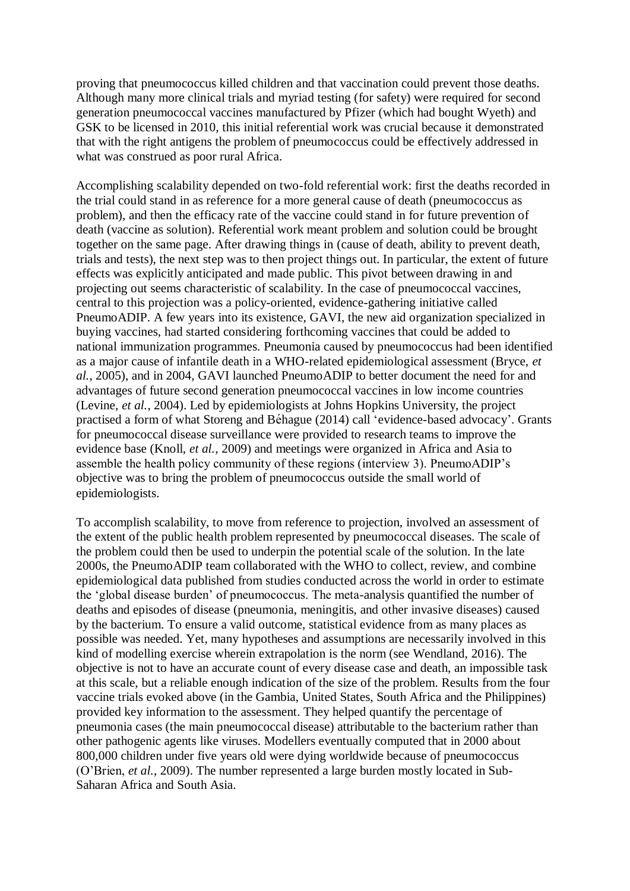proving that pneumococcus killed children and that vaccination could prevent those deaths. Although many more clinical trials and myriad testing (for safety) were required for second generation pneumococcal vaccines manufactured by Pfizer (which had bought Wyeth) and GSK to be licensed in 2010, this initial referential work was crucial because it demonstrated that with the right antigens the problem of pneumococcus could be effectively addressed in what was construed as poor rural Africa.

Accomplishing scalability depended on two-fold referential work: first the deaths recorded in the trial could stand in as reference for a more general cause of death (pneumococcus as problem), and then the efficacy rate of the vaccine could stand in for future prevention of death (vaccine as solution). Referential work meant problem and solution could be brought together on the same page. After drawing things in (cause of death, ability to prevent death, trials and tests), the next step was to then project things out. In particular, the extent of future effects was explicitly anticipated and made public. This pivot between drawing in and projecting out seems characteristic of scalability. In the case of pneumococcal vaccines, central to this projection was a policy-oriented, evidence-gathering initiative called PneumoADIP. A few years into its existence, GAVI, the new aid organization specialized in buying vaccines, had started considering forthcoming vaccines that could be added to national immunization programmes. Pneumonia caused by pneumococcus had been identified as a major cause of infantile death in a WHO-related epidemiological assessment (Bryce, *et al.*, 2005), and in 2004, GAVI launched PneumoADIP to better document the need for and advantages of future second generation pneumococcal vaccines in low income countries (Levine, *et al.*, 2004). Led by epidemiologists at Johns Hopkins University, the project practised a form of what Storeng and Béhague (2014) call 'evidence-based advocacy'. Grants for pneumococcal disease surveillance were provided to research teams to improve the evidence base (Knoll, *et al.*, 2009) and meetings were organized in Africa and Asia to assemble the health policy community of these regions (interview 3). PneumoADIP's objective was to bring the problem of pneumococcus outside the small world of epidemiologists.

To accomplish scalability, to move from reference to projection, involved an assessment of the extent of the public health problem represented by pneumococcal diseases. The scale of the problem could then be used to underpin the potential scale of the solution. In the late 2000s, the PneumoADIP team collaborated with the WHO to collect, review, and combine epidemiological data published from studies conducted across the world in order to estimate the 'global disease burden' of pneumococcus. The meta-analysis quantified the number of deaths and episodes of disease (pneumonia, meningitis, and other invasive diseases) caused by the bacterium. To ensure a valid outcome, statistical evidence from as many places as possible was needed. Yet, many hypotheses and assumptions are necessarily involved in this kind of modelling exercise wherein extrapolation is the norm (see Wendland, 2016). The objective is not to have an accurate count of every disease case and death, an impossible task at this scale, but a reliable enough indication of the size of the problem. Results from the four vaccine trials evoked above (in the Gambia, United States, South Africa and the Philippines) provided key information to the assessment. They helped quantify the percentage of pneumonia cases (the main pneumococcal disease) attributable to the bacterium rather than other pathogenic agents like viruses. Modellers eventually computed that in 2000 about 800,000 children under five years old were dying worldwide because of pneumococcus (O'Brien, *et al.*, 2009). The number represented a large burden mostly located in Sub-Saharan Africa and South Asia.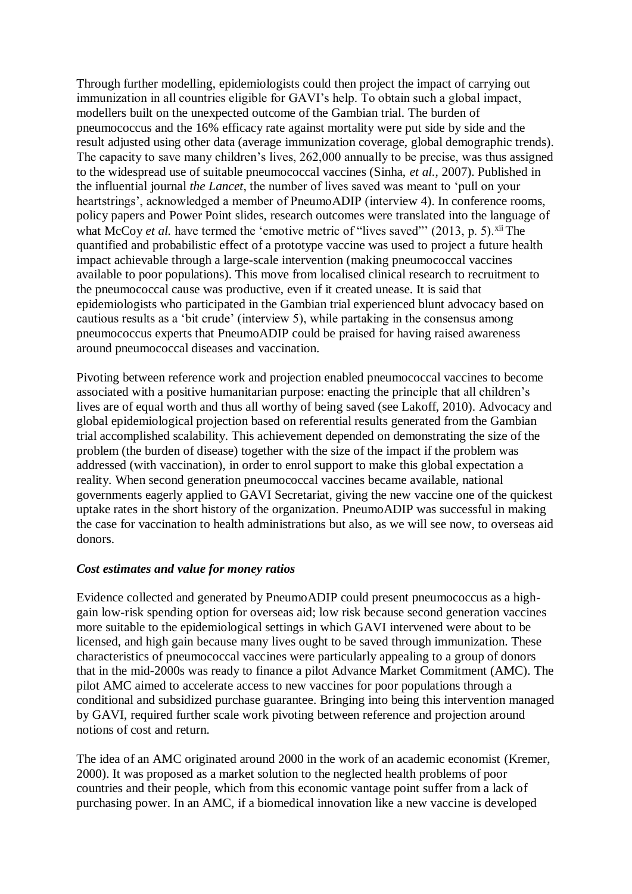Through further modelling, epidemiologists could then project the impact of carrying out immunization in all countries eligible for GAVI's help. To obtain such a global impact, modellers built on the unexpected outcome of the Gambian trial. The burden of pneumococcus and the 16% efficacy rate against mortality were put side by side and the result adjusted using other data (average immunization coverage, global demographic trends). The capacity to save many children's lives, 262,000 annually to be precise, was thus assigned to the widespread use of suitable pneumococcal vaccines (Sinha, *et al.*, 2007). Published in the influential journal *the Lancet*, the number of lives saved was meant to 'pull on your heartstrings', acknowledged a member of PneumoADIP (interview 4). In conference rooms, policy papers and Power Point slides, research outcomes were translated into the language of what McCoy *et al.* have termed the 'emotive metric of "lives saved"' (2013, p. 5).[xii] The quantified and probabilistic effect of a prototype vaccine was used to project a future health impact achievable through a large-scale intervention (making pneumococcal vaccines available to poor populations). This move from localised clinical research to recruitment to the pneumococcal cause was productive, even if it created unease. It is said that epidemiologists who participated in the Gambian trial experienced blunt advocacy based on cautious results as a 'bit crude' (interview 5), while partaking in the consensus among pneumococcus experts that PneumoADIP could be praised for having raised awareness around pneumococcal diseases and vaccination.

Pivoting between reference work and projection enabled pneumococcal vaccines to become associated with a positive humanitarian purpose: enacting the principle that all children's lives are of equal worth and thus all worthy of being saved (see Lakoff, 2010). Advocacy and global epidemiological projection based on referential results generated from the Gambian trial accomplished scalability. This achievement depended on demonstrating the size of the problem (the burden of disease) together with the size of the impact if the problem was addressed (with vaccination), in order to enrol support to make this global expectation a reality. When second generation pneumococcal vaccines became available, national governments eagerly applied to GAVI Secretariat, giving the new vaccine one of the quickest uptake rates in the short history of the organization. PneumoADIP was successful in making the case for vaccination to health administrations but also, as we will see now, to overseas aid donors.

### *Cost estimates and value for money ratios*

Evidence collected and generated by PneumoADIP could present pneumococcus as a high-gain low-risk spending option for overseas aid; low risk because second generation vaccines more suitable to the epidemiological settings in which GAVI intervened were about to be licensed, and high gain because many lives ought to be saved through immunization. These characteristics of pneumococcal vaccines were particularly appealing to a group of donors that in the mid-2000s was ready to finance a pilot Advance Market Commitment (AMC). The pilot AMC aimed to accelerate access to new vaccines for poor populations through a conditional and subsidized purchase guarantee. Bringing into being this intervention managed by GAVI, required further scale work pivoting between reference and projection around notions of cost and return.

The idea of an AMC originated around 2000 in the work of an academic economist (Kremer, 2000). It was proposed as a market solution to the neglected health problems of poor countries and their people, which from this economic vantage point suffer from a lack of purchasing power. In an AMC, if a biomedical innovation like a new vaccine is developed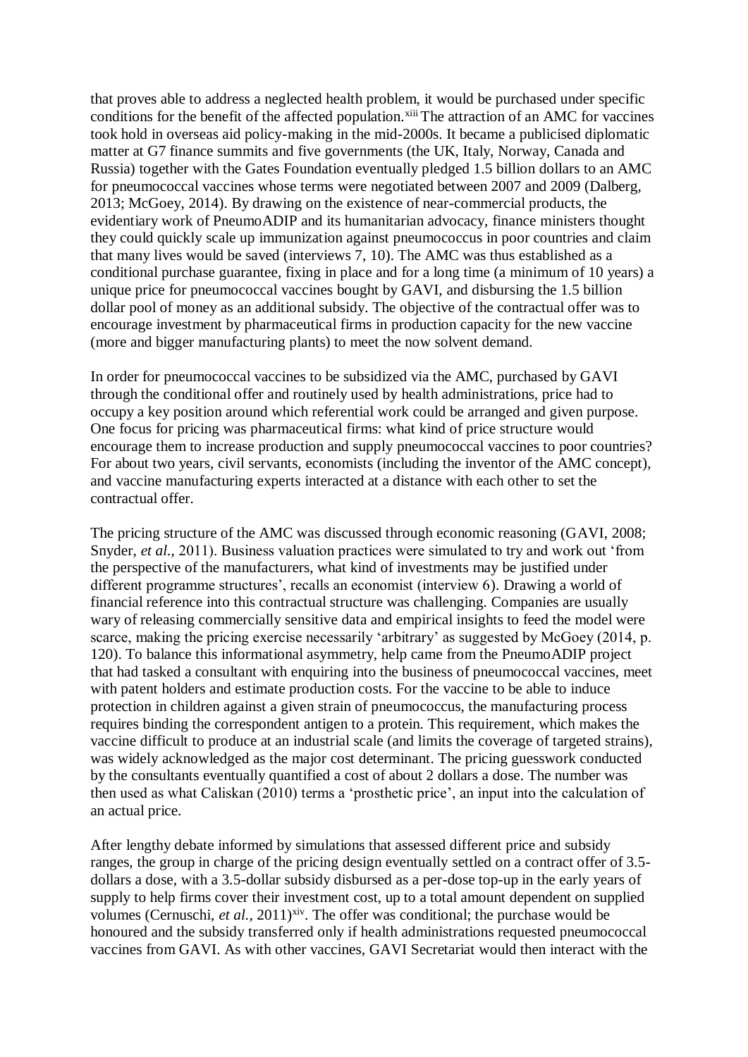that proves able to address a neglected health problem, it would be purchased under specific conditions for the benefit of the affected population.[xiii] The attraction of an AMC for vaccines took hold in overseas aid policy-making in the mid-2000s. It became a publicised diplomatic matter at G7 finance summits and five governments (the UK, Italy, Norway, Canada and Russia) together with the Gates Foundation eventually pledged 1.5 billion dollars to an AMC for pneumococcal vaccines whose terms were negotiated between 2007 and 2009 (Dalberg, 2013; McGoey, 2014). By drawing on the existence of near-commercial products, the evidentiary work of PneumoADIP and its humanitarian advocacy, finance ministers thought they could quickly scale up immunization against pneumococcus in poor countries and claim that many lives would be saved (interviews 7, 10). The AMC was thus established as a conditional purchase guarantee, fixing in place and for a long time (a minimum of 10 years) a unique price for pneumococcal vaccines bought by GAVI, and disbursing the 1.5 billion dollar pool of money as an additional subsidy. The objective of the contractual offer was to encourage investment by pharmaceutical firms in production capacity for the new vaccine (more and bigger manufacturing plants) to meet the now solvent demand.

In order for pneumococcal vaccines to be subsidized via the AMC, purchased by GAVI through the conditional offer and routinely used by health administrations, price had to occupy a key position around which referential work could be arranged and given purpose. One focus for pricing was pharmaceutical firms: what kind of price structure would encourage them to increase production and supply pneumococcal vaccines to poor countries? For about two years, civil servants, economists (including the inventor of the AMC concept), and vaccine manufacturing experts interacted at a distance with each other to set the contractual offer.

The pricing structure of the AMC was discussed through economic reasoning (GAVI, 2008; Snyder, *et al.*, 2011). Business valuation practices were simulated to try and work out 'from the perspective of the manufacturers, what kind of investments may be justified under different programme structures', recalls an economist (interview 6). Drawing a world of financial reference into this contractual structure was challenging. Companies are usually wary of releasing commercially sensitive data and empirical insights to feed the model were scarce, making the pricing exercise necessarily 'arbitrary' as suggested by McGoey (2014, p. 120). To balance this informational asymmetry, help came from the PneumoADIP project that had tasked a consultant with enquiring into the business of pneumococcal vaccines, meet with patent holders and estimate production costs. For the vaccine to be able to induce protection in children against a given strain of pneumococcus, the manufacturing process requires binding the correspondent antigen to a protein. This requirement, which makes the vaccine difficult to produce at an industrial scale (and limits the coverage of targeted strains), was widely acknowledged as the major cost determinant. The pricing guesswork conducted by the consultants eventually quantified a cost of about 2 dollars a dose. The number was then used as what Caliskan (2010) terms a 'prosthetic price', an input into the calculation of an actual price.

After lengthy debate informed by simulations that assessed different price and subsidy ranges, the group in charge of the pricing design eventually settled on a contract offer of 3.5-dollars a dose, with a 3.5-dollar subsidy disbursed as a per-dose top-up in the early years of supply to help firms cover their investment cost, up to a total amount dependent on supplied volumes (Cernuschi, *et al.*, 2011)[xiv]. The offer was conditional; the purchase would be honoured and the subsidy transferred only if health administrations requested pneumococcal vaccines from GAVI. As with other vaccines, GAVI Secretariat would then interact with the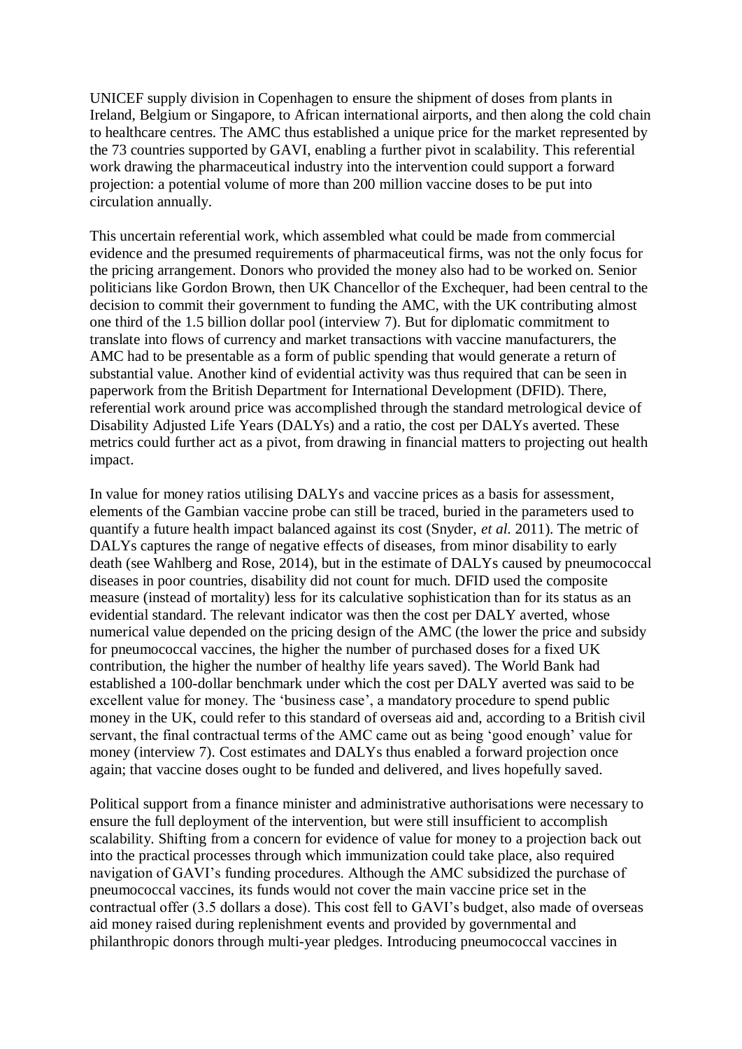UNICEF supply division in Copenhagen to ensure the shipment of doses from plants in Ireland, Belgium or Singapore, to African international airports, and then along the cold chain to healthcare centres. The AMC thus established a unique price for the market represented by the 73 countries supported by GAVI, enabling a further pivot in scalability. This referential work drawing the pharmaceutical industry into the intervention could support a forward projection: a potential volume of more than 200 million vaccine doses to be put into circulation annually.

This uncertain referential work, which assembled what could be made from commercial evidence and the presumed requirements of pharmaceutical firms, was not the only focus for the pricing arrangement. Donors who provided the money also had to be worked on. Senior politicians like Gordon Brown, then UK Chancellor of the Exchequer, had been central to the decision to commit their government to funding the AMC, with the UK contributing almost one third of the 1.5 billion dollar pool (interview 7). But for diplomatic commitment to translate into flows of currency and market transactions with vaccine manufacturers, the AMC had to be presentable as a form of public spending that would generate a return of substantial value. Another kind of evidential activity was thus required that can be seen in paperwork from the British Department for International Development (DFID). There, referential work around price was accomplished through the standard metrological device of Disability Adjusted Life Years (DALYs) and a ratio, the cost per DALYs averted. These metrics could further act as a pivot, from drawing in financial matters to projecting out health impact.

In value for money ratios utilising DALYs and vaccine prices as a basis for assessment, elements of the Gambian vaccine probe can still be traced, buried in the parameters used to quantify a future health impact balanced against its cost (Snyder, *et al.* 2011). The metric of DALYs captures the range of negative effects of diseases, from minor disability to early death (see Wahlberg and Rose, 2014), but in the estimate of DALYs caused by pneumococcal diseases in poor countries, disability did not count for much. DFID used the composite measure (instead of mortality) less for its calculative sophistication than for its status as an evidential standard. The relevant indicator was then the cost per DALY averted, whose numerical value depended on the pricing design of the AMC (the lower the price and subsidy for pneumococcal vaccines, the higher the number of purchased doses for a fixed UK contribution, the higher the number of healthy life years saved). The World Bank had established a 100-dollar benchmark under which the cost per DALY averted was said to be excellent value for money. The 'business case', a mandatory procedure to spend public money in the UK, could refer to this standard of overseas aid and, according to a British civil servant, the final contractual terms of the AMC came out as being 'good enough' value for money (interview 7). Cost estimates and DALYs thus enabled a forward projection once again; that vaccine doses ought to be funded and delivered, and lives hopefully saved.

Political support from a finance minister and administrative authorisations were necessary to ensure the full deployment of the intervention, but were still insufficient to accomplish scalability. Shifting from a concern for evidence of value for money to a projection back out into the practical processes through which immunization could take place, also required navigation of GAVI's funding procedures. Although the AMC subsidized the purchase of pneumococcal vaccines, its funds would not cover the main vaccine price set in the contractual offer (3.5 dollars a dose). This cost fell to GAVI's budget, also made of overseas aid money raised during replenishment events and provided by governmental and philanthropic donors through multi-year pledges. Introducing pneumococcal vaccines in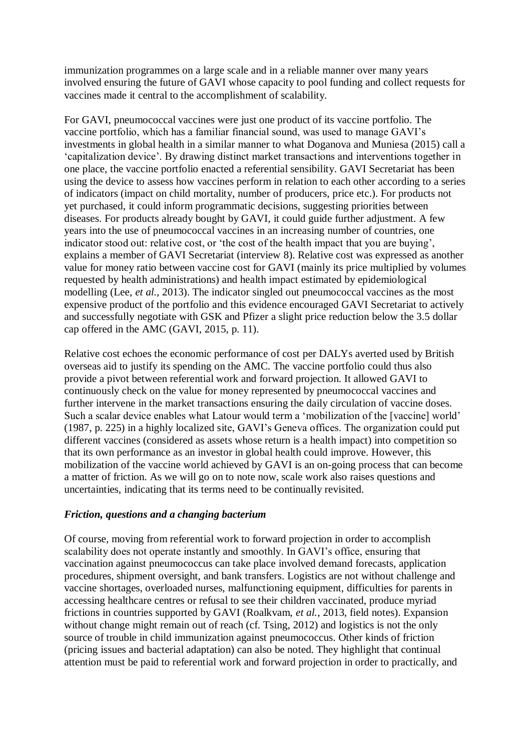immunization programmes on a large scale and in a reliable manner over many years involved ensuring the future of GAVI whose capacity to pool funding and collect requests for vaccines made it central to the accomplishment of scalability.

For GAVI, pneumococcal vaccines were just one product of its vaccine portfolio. The vaccine portfolio, which has a familiar financial sound, was used to manage GAVI's investments in global health in a similar manner to what Doganova and Muniesa (2015) call a 'capitalization device'. By drawing distinct market transactions and interventions together in one place, the vaccine portfolio enacted a referential sensibility. GAVI Secretariat has been using the device to assess how vaccines perform in relation to each other according to a series of indicators (impact on child mortality, number of producers, price etc.). For products not yet purchased, it could inform programmatic decisions, suggesting priorities between diseases. For products already bought by GAVI, it could guide further adjustment. A few years into the use of pneumococcal vaccines in an increasing number of countries, one indicator stood out: relative cost, or 'the cost of the health impact that you are buying', explains a member of GAVI Secretariat (interview 8). Relative cost was expressed as another value for money ratio between vaccine cost for GAVI (mainly its price multiplied by volumes requested by health administrations) and health impact estimated by epidemiological modelling (Lee, *et al.*, 2013). The indicator singled out pneumococcal vaccines as the most expensive product of the portfolio and this evidence encouraged GAVI Secretariat to actively and successfully negotiate with GSK and Pfizer a slight price reduction below the 3.5 dollar cap offered in the AMC (GAVI, 2015, p. 11).

Relative cost echoes the economic performance of cost per DALYs averted used by British overseas aid to justify its spending on the AMC. The vaccine portfolio could thus also provide a pivot between referential work and forward projection. It allowed GAVI to continuously check on the value for money represented by pneumococcal vaccines and further intervene in the market transactions ensuring the daily circulation of vaccine doses. Such a scalar device enables what Latour would term a 'mobilization of the [vaccine] world' (1987, p. 225) in a highly localized site, GAVI's Geneva offices. The organization could put different vaccines (considered as assets whose return is a health impact) into competition so that its own performance as an investor in global health could improve. However, this mobilization of the vaccine world achieved by GAVI is an on-going process that can become a matter of friction. As we will go on to note now, scale work also raises questions and uncertainties, indicating that its terms need to be continually revisited.

### *Friction, questions and a changing bacterium*

Of course, moving from referential work to forward projection in order to accomplish scalability does not operate instantly and smoothly. In GAVI's office, ensuring that vaccination against pneumococcus can take place involved demand forecasts, application procedures, shipment oversight, and bank transfers. Logistics are not without challenge and vaccine shortages, overloaded nurses, malfunctioning equipment, difficulties for parents in accessing healthcare centres or refusal to see their children vaccinated, produce myriad frictions in countries supported by GAVI (Roalkvam, *et al.*, 2013, field notes). Expansion without change might remain out of reach (cf. Tsing, 2012) and logistics is not the only source of trouble in child immunization against pneumococcus. Other kinds of friction (pricing issues and bacterial adaptation) can also be noted. They highlight that continual attention must be paid to referential work and forward projection in order to practically, and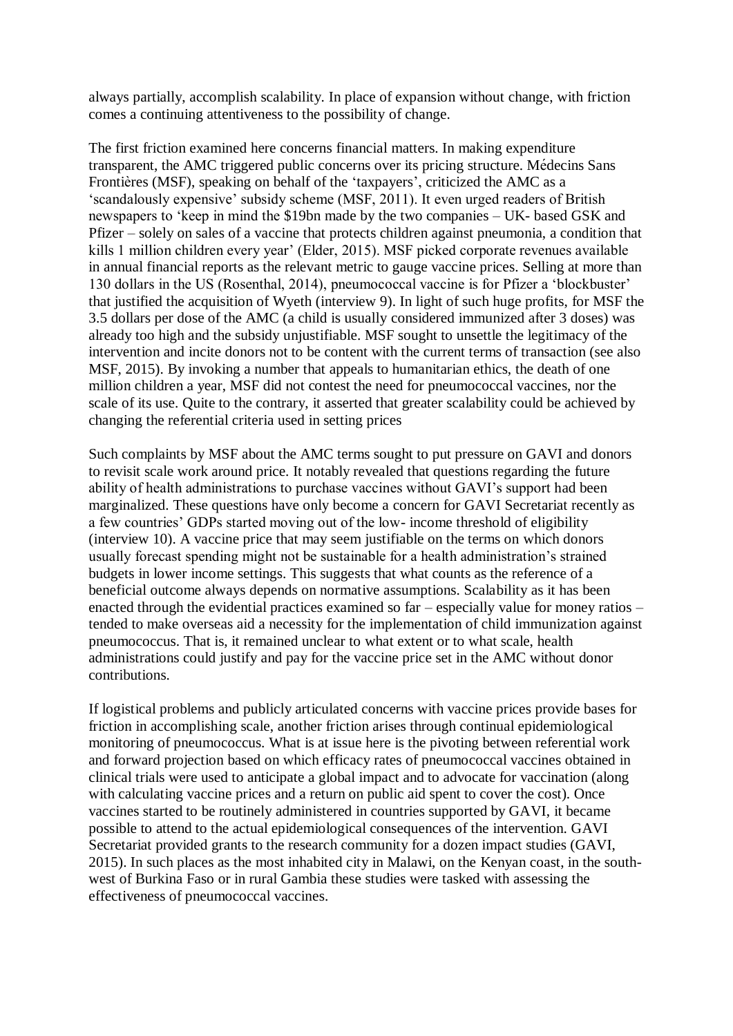always partially, accomplish scalability. In place of expansion without change, with friction comes a continuing attentiveness to the possibility of change.

The first friction examined here concerns financial matters. In making expenditure transparent, the AMC triggered public concerns over its pricing structure. Médecins Sans Frontières (MSF), speaking on behalf of the 'taxpayers', criticized the AMC as a 'scandalously expensive' subsidy scheme (MSF, 2011). It even urged readers of British newspapers to 'keep in mind the $19bn made by the two companies – UK- based GSK and Pfizer – solely on sales of a vaccine that protects children against pneumonia, a condition that kills 1 million children every year' (Elder, 2015). MSF picked corporate revenues available in annual financial reports as the relevant metric to gauge vaccine prices. Selling at more than 130 dollars in the US (Rosenthal, 2014), pneumococcal vaccine is for Pfizer a 'blockbuster' that justified the acquisition of Wyeth (interview 9). In light of such huge profits, for MSF the 3.5 dollars per dose of the AMC (a child is usually considered immunized after 3 doses) was already too high and the subsidy unjustifiable. MSF sought to unsettle the legitimacy of the intervention and incite donors not to be content with the current terms of transaction (see also MSF, 2015). By invoking a number that appeals to humanitarian ethics, the death of one million children a year, MSF did not contest the need for pneumococcal vaccines, nor the scale of its use. Quite to the contrary, it asserted that greater scalability could be achieved by changing the referential criteria used in setting prices

Such complaints by MSF about the AMC terms sought to put pressure on GAVI and donors to revisit scale work around price. It notably revealed that questions regarding the future ability of health administrations to purchase vaccines without GAVI's support had been marginalized. These questions have only become a concern for GAVI Secretariat recently as a few countries' GDPs started moving out of the low- income threshold of eligibility (interview 10). A vaccine price that may seem justifiable on the terms on which donors usually forecast spending might not be sustainable for a health administration's strained budgets in lower income settings. This suggests that what counts as the reference of a beneficial outcome always depends on normative assumptions. Scalability as it has been enacted through the evidential practices examined so far – especially value for money ratios – tended to make overseas aid a necessity for the implementation of child immunization against pneumococcus. That is, it remained unclear to what extent or to what scale, health administrations could justify and pay for the vaccine price set in the AMC without donor contributions.

If logistical problems and publicly articulated concerns with vaccine prices provide bases for friction in accomplishing scale, another friction arises through continual epidemiological monitoring of pneumococcus. What is at issue here is the pivoting between referential work and forward projection based on which efficacy rates of pneumococcal vaccines obtained in clinical trials were used to anticipate a global impact and to advocate for vaccination (along with calculating vaccine prices and a return on public aid spent to cover the cost). Once vaccines started to be routinely administered in countries supported by GAVI, it became possible to attend to the actual epidemiological consequences of the intervention. GAVI Secretariat provided grants to the research community for a dozen impact studies (GAVI, 2015). In such places as the most inhabited city in Malawi, on the Kenyan coast, in the south-west of Burkina Faso or in rural Gambia these studies were tasked with assessing the effectiveness of pneumococcal vaccines.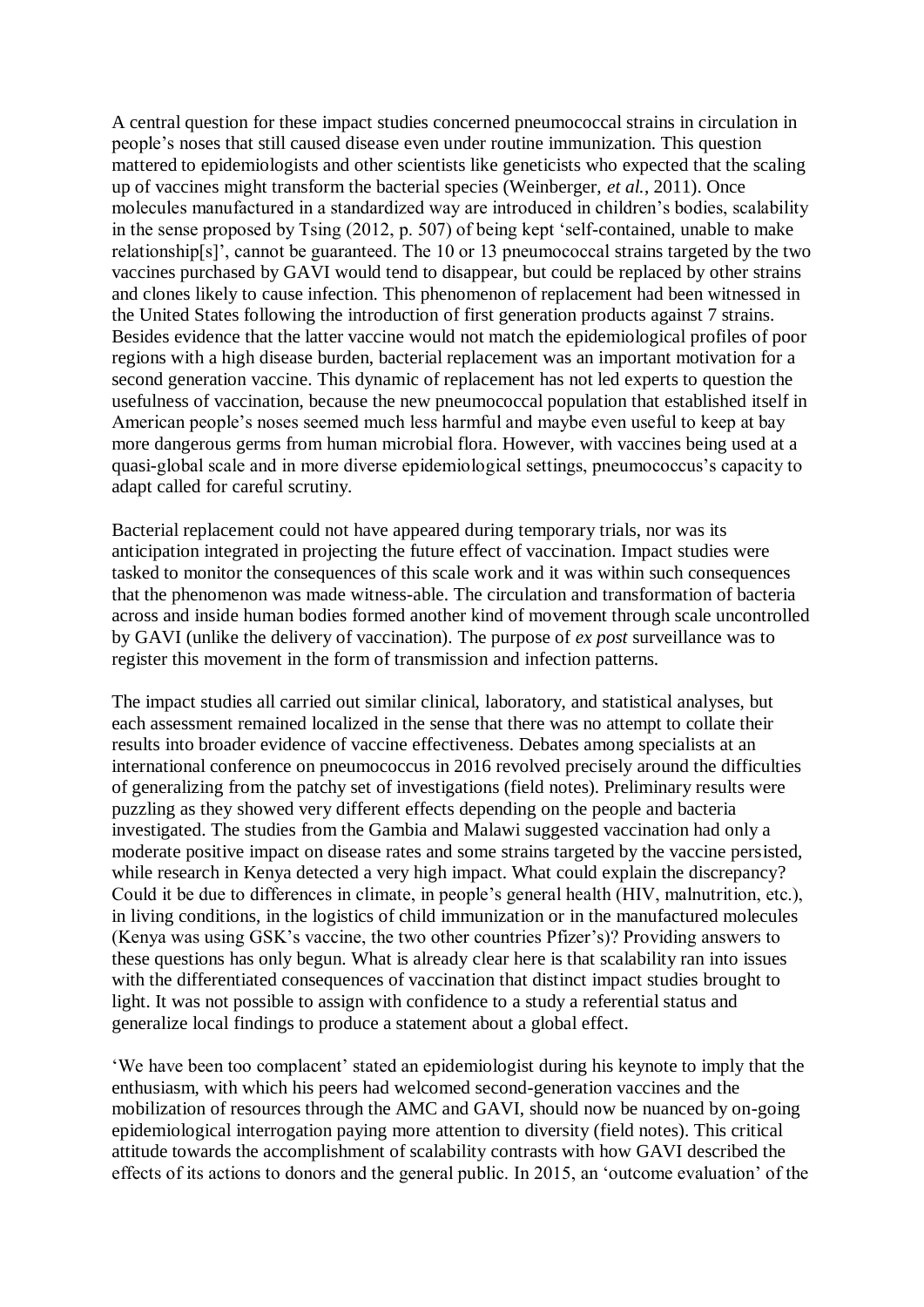A central question for these impact studies concerned pneumococcal strains in circulation in people's noses that still caused disease even under routine immunization. This question mattered to epidemiologists and other scientists like geneticists who expected that the scaling up of vaccines might transform the bacterial species (Weinberger, *et al.*, 2011). Once molecules manufactured in a standardized way are introduced in children's bodies, scalability in the sense proposed by Tsing (2012, p. 507) of being kept 'self-contained, unable to make relationship[s]', cannot be guaranteed. The 10 or 13 pneumococcal strains targeted by the two vaccines purchased by GAVI would tend to disappear, but could be replaced by other strains and clones likely to cause infection. This phenomenon of replacement had been witnessed in the United States following the introduction of first generation products against 7 strains. Besides evidence that the latter vaccine would not match the epidemiological profiles of poor regions with a high disease burden, bacterial replacement was an important motivation for a second generation vaccine. This dynamic of replacement has not led experts to question the usefulness of vaccination, because the new pneumococcal population that established itself in American people's noses seemed much less harmful and maybe even useful to keep at bay more dangerous germs from human microbial flora. However, with vaccines being used at a quasi-global scale and in more diverse epidemiological settings, pneumococcus's capacity to adapt called for careful scrutiny.

Bacterial replacement could not have appeared during temporary trials, nor was its anticipation integrated in projecting the future effect of vaccination. Impact studies were tasked to monitor the consequences of this scale work and it was within such consequences that the phenomenon was made witness-able. The circulation and transformation of bacteria across and inside human bodies formed another kind of movement through scale uncontrolled by GAVI (unlike the delivery of vaccination). The purpose of *ex post* surveillance was to register this movement in the form of transmission and infection patterns.

The impact studies all carried out similar clinical, laboratory, and statistical analyses, but each assessment remained localized in the sense that there was no attempt to collate their results into broader evidence of vaccine effectiveness. Debates among specialists at an international conference on pneumococcus in 2016 revolved precisely around the difficulties of generalizing from the patchy set of investigations (field notes). Preliminary results were puzzling as they showed very different effects depending on the people and bacteria investigated. The studies from the Gambia and Malawi suggested vaccination had only a moderate positive impact on disease rates and some strains targeted by the vaccine persisted, while research in Kenya detected a very high impact. What could explain the discrepancy? Could it be due to differences in climate, in people's general health (HIV, malnutrition, etc.), in living conditions, in the logistics of child immunization or in the manufactured molecules (Kenya was using GSK's vaccine, the two other countries Pfizer's)? Providing answers to these questions has only begun. What is already clear here is that scalability ran into issues with the differentiated consequences of vaccination that distinct impact studies brought to light. It was not possible to assign with confidence to a study a referential status and generalize local findings to produce a statement about a global effect.

'We have been too complacent' stated an epidemiologist during his keynote to imply that the enthusiasm, with which his peers had welcomed second-generation vaccines and the mobilization of resources through the AMC and GAVI, should now be nuanced by on-going epidemiological interrogation paying more attention to diversity (field notes). This critical attitude towards the accomplishment of scalability contrasts with how GAVI described the effects of its actions to donors and the general public. In 2015, an 'outcome evaluation' of the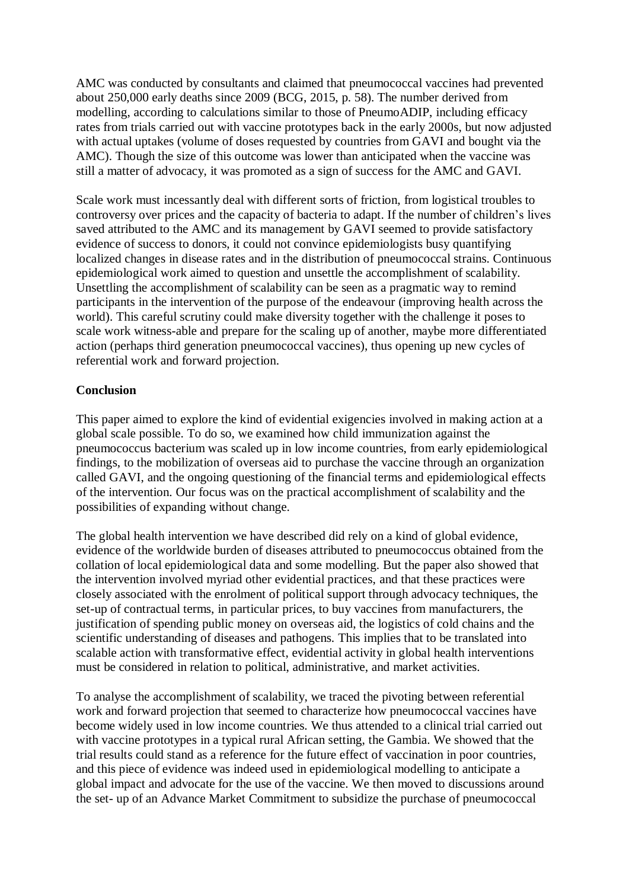AMC was conducted by consultants and claimed that pneumococcal vaccines had prevented about 250,000 early deaths since 2009 (BCG, 2015, p. 58). The number derived from modelling, according to calculations similar to those of PneumoADIP, including efficacy rates from trials carried out with vaccine prototypes back in the early 2000s, but now adjusted with actual uptakes (volume of doses requested by countries from GAVI and bought via the AMC). Though the size of this outcome was lower than anticipated when the vaccine was still a matter of advocacy, it was promoted as a sign of success for the AMC and GAVI.

Scale work must incessantly deal with different sorts of friction, from logistical troubles to controversy over prices and the capacity of bacteria to adapt. If the number of children's lives saved attributed to the AMC and its management by GAVI seemed to provide satisfactory evidence of success to donors, it could not convince epidemiologists busy quantifying localized changes in disease rates and in the distribution of pneumococcal strains. Continuous epidemiological work aimed to question and unsettle the accomplishment of scalability. Unsettling the accomplishment of scalability can be seen as a pragmatic way to remind participants in the intervention of the purpose of the endeavour (improving health across the world). This careful scrutiny could make diversity together with the challenge it poses to scale work witness-able and prepare for the scaling up of another, maybe more differentiated action (perhaps third generation pneumococcal vaccines), thus opening up new cycles of referential work and forward projection.

## Conclusion

This paper aimed to explore the kind of evidential exigencies involved in making action at a global scale possible. To do so, we examined how child immunization against the pneumococcus bacterium was scaled up in low income countries, from early epidemiological findings, to the mobilization of overseas aid to purchase the vaccine through an organization called GAVI, and the ongoing questioning of the financial terms and epidemiological effects of the intervention. Our focus was on the practical accomplishment of scalability and the possibilities of expanding without change.

The global health intervention we have described did rely on a kind of global evidence, evidence of the worldwide burden of diseases attributed to pneumococcus obtained from the collation of local epidemiological data and some modelling. But the paper also showed that the intervention involved myriad other evidential practices, and that these practices were closely associated with the enrolment of political support through advocacy techniques, the set-up of contractual terms, in particular prices, to buy vaccines from manufacturers, the justification of spending public money on overseas aid, the logistics of cold chains and the scientific understanding of diseases and pathogens. This implies that to be translated into scalable action with transformative effect, evidential activity in global health interventions must be considered in relation to political, administrative, and market activities.

To analyse the accomplishment of scalability, we traced the pivoting between referential work and forward projection that seemed to characterize how pneumococcal vaccines have become widely used in low income countries. We thus attended to a clinical trial carried out with vaccine prototypes in a typical rural African setting, the Gambia. We showed that the trial results could stand as a reference for the future effect of vaccination in poor countries, and this piece of evidence was indeed used in epidemiological modelling to anticipate a global impact and advocate for the use of the vaccine. We then moved to discussions around the set- up of an Advance Market Commitment to subsidize the purchase of pneumococcal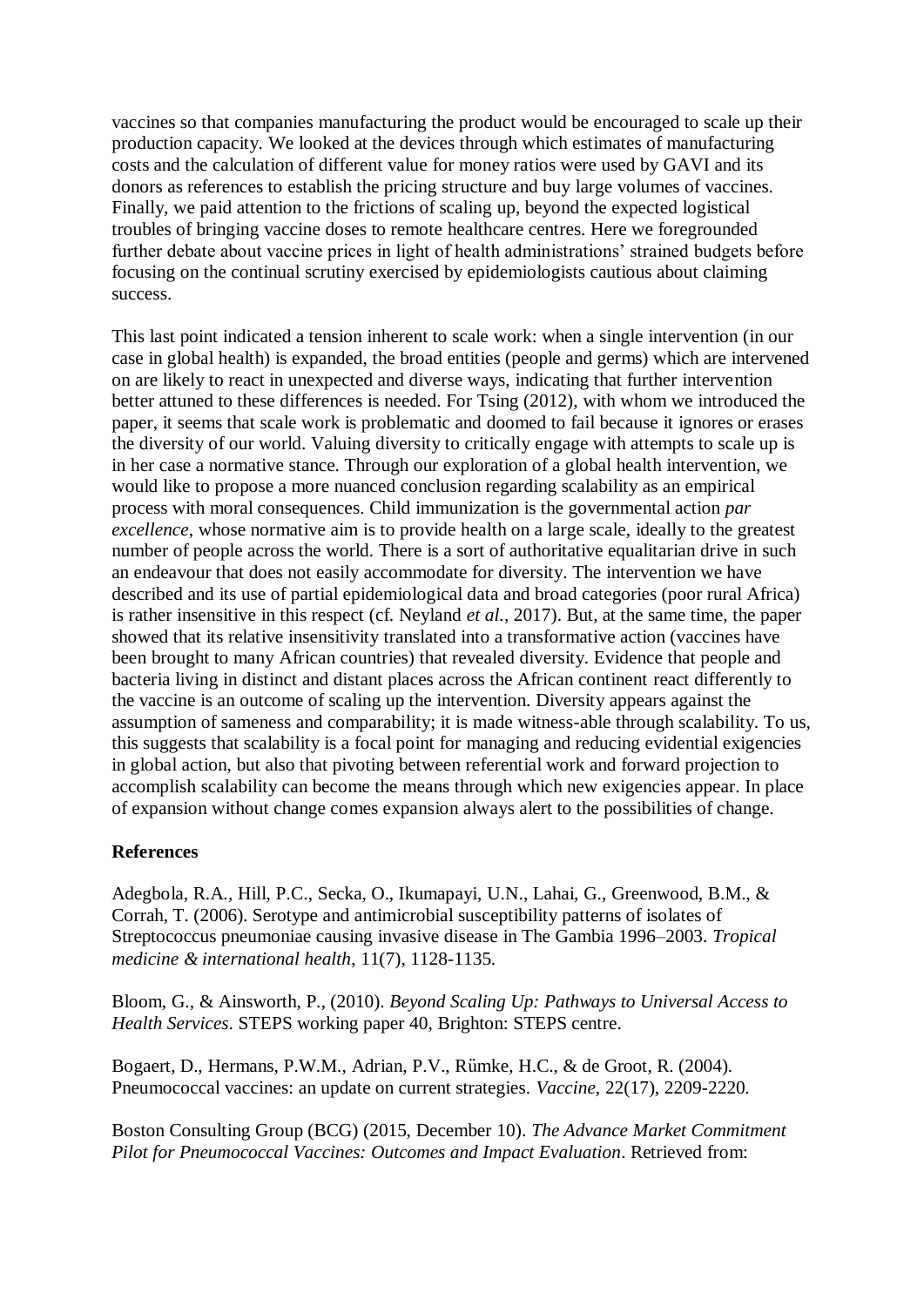vaccines so that companies manufacturing the product would be encouraged to scale up their production capacity. We looked at the devices through which estimates of manufacturing costs and the calculation of different value for money ratios were used by GAVI and its donors as references to establish the pricing structure and buy large volumes of vaccines. Finally, we paid attention to the frictions of scaling up, beyond the expected logistical troubles of bringing vaccine doses to remote healthcare centres. Here we foregrounded further debate about vaccine prices in light of health administrations' strained budgets before focusing on the continual scrutiny exercised by epidemiologists cautious about claiming success.

This last point indicated a tension inherent to scale work: when a single intervention (in our case in global health) is expanded, the broad entities (people and germs) which are intervened on are likely to react in unexpected and diverse ways, indicating that further intervention better attuned to these differences is needed. For Tsing (2012), with whom we introduced the paper, it seems that scale work is problematic and doomed to fail because it ignores or erases the diversity of our world. Valuing diversity to critically engage with attempts to scale up is in her case a normative stance. Through our exploration of a global health intervention, we would like to propose a more nuanced conclusion regarding scalability as an empirical process with moral consequences. Child immunization is the governmental action *par excellence*, whose normative aim is to provide health on a large scale, ideally to the greatest number of people across the world. There is a sort of authoritative equalitarian drive in such an endeavour that does not easily accommodate for diversity. The intervention we have described and its use of partial epidemiological data and broad categories (poor rural Africa) is rather insensitive in this respect (cf. Neyland *et al.*, 2017). But, at the same time, the paper showed that its relative insensitivity translated into a transformative action (vaccines have been brought to many African countries) that revealed diversity. Evidence that people and bacteria living in distinct and distant places across the African continent react differently to the vaccine is an outcome of scaling up the intervention. Diversity appears against the assumption of sameness and comparability; it is made witness-able through scalability. To us, this suggests that scalability is a focal point for managing and reducing evidential exigencies in global action, but also that pivoting between referential work and forward projection to accomplish scalability can become the means through which new exigencies appear. In place of expansion without change comes expansion always alert to the possibilities of change.

## References

Adegbola, R.A., Hill, P.C., Secka, O., Ikumapayi, U.N., Lahai, G., Greenwood, B.M., & Corrah, T. (2006). Serotype and antimicrobial susceptibility patterns of isolates of Streptococcus pneumoniae causing invasive disease in The Gambia 1996–2003. *Tropical medicine & international health*, 11(7), 1128-1135.

Bloom, G., & Ainsworth, P., (2010). *Beyond Scaling Up: Pathways to Universal Access to Health Services*. STEPS working paper 40, Brighton: STEPS centre.

Bogaert, D., Hermans, P.W.M., Adrian, P.V., Rümke, H.C., & de Groot, R. (2004). Pneumococcal vaccines: an update on current strategies. *Vaccine*, 22(17), 2209-2220.

Boston Consulting Group (BCG) (2015, December 10). *The Advance Market Commitment Pilot for Pneumococcal Vaccines: Outcomes and Impact Evaluation*. Retrieved from: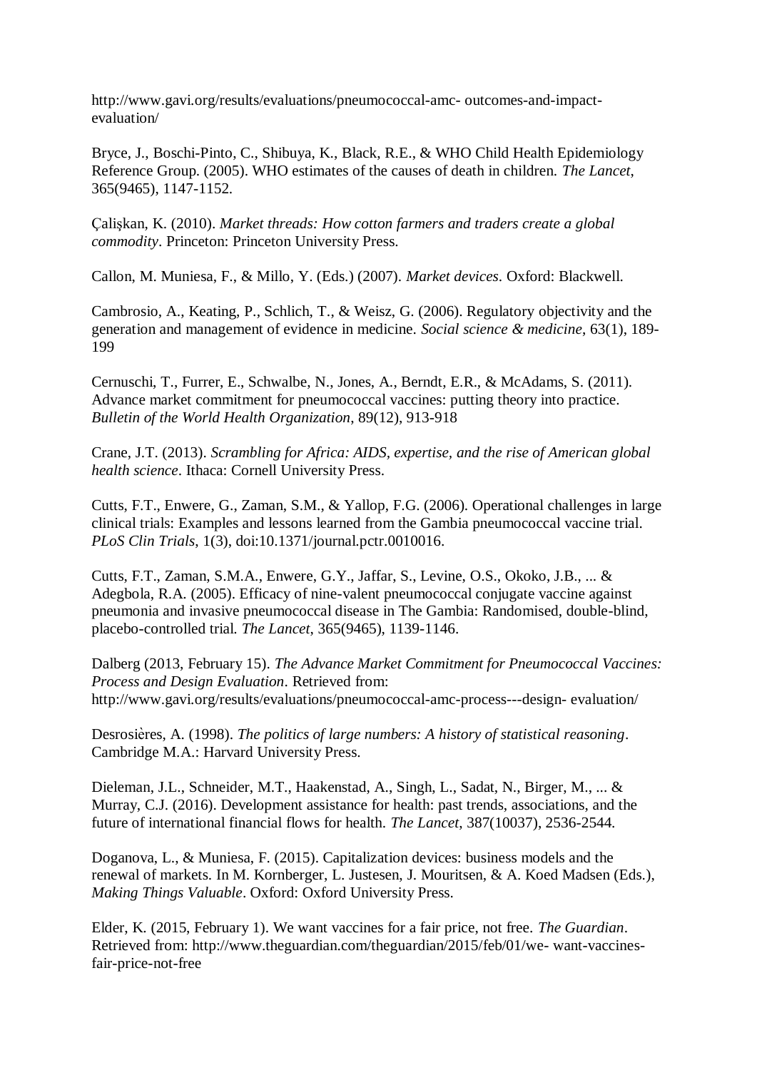http://www.gavi.org/results/evaluations/pneumococcal-amc- outcomes-and-impact-evaluation/

Bryce, J., Boschi-Pinto, C., Shibuya, K., Black, R.E., & WHO Child Health Epidemiology Reference Group. (2005). WHO estimates of the causes of death in children. *The Lancet*, 365(9465), 1147-1152.

Çalişkan, K. (2010). *Market threads: How cotton farmers and traders create a global commodity*. Princeton: Princeton University Press.

Callon, M. Muniesa, F., & Millo, Y. (Eds.) (2007). *Market devices*. Oxford: Blackwell.

Cambrosio, A., Keating, P., Schlich, T., & Weisz, G. (2006). Regulatory objectivity and the generation and management of evidence in medicine. *Social science & medicine*, 63(1), 189-199

Cernuschi, T., Furrer, E., Schwalbe, N., Jones, A., Berndt, E.R., & McAdams, S. (2011). Advance market commitment for pneumococcal vaccines: putting theory into practice. *Bulletin of the World Health Organization*, 89(12), 913-918

Crane, J.T. (2013). *Scrambling for Africa: AIDS, expertise, and the rise of American global health science*. Ithaca: Cornell University Press.

Cutts, F.T., Enwere, G., Zaman, S.M., & Yallop, F.G. (2006). Operational challenges in large clinical trials: Examples and lessons learned from the Gambia pneumococcal vaccine trial. *PLoS Clin Trials*, 1(3), doi:10.1371/journal.pctr.0010016.

Cutts, F.T., Zaman, S.M.A., Enwere, G.Y., Jaffar, S., Levine, O.S., Okoko, J.B., ... & Adegbola, R.A. (2005). Efficacy of nine-valent pneumococcal conjugate vaccine against pneumonia and invasive pneumococcal disease in The Gambia: Randomised, double-blind, placebo-controlled trial. *The Lancet*, 365(9465), 1139-1146.

Dalberg (2013, February 15). *The Advance Market Commitment for Pneumococcal Vaccines: Process and Design Evaluation*. Retrieved from: http://www.gavi.org/results/evaluations/pneumococcal-amc-process---design- evaluation/

Desrosières, A. (1998). *The politics of large numbers: A history of statistical reasoning*. Cambridge M.A.: Harvard University Press.

Dieleman, J.L., Schneider, M.T., Haakenstad, A., Singh, L., Sadat, N., Birger, M., ... & Murray, C.J. (2016). Development assistance for health: past trends, associations, and the future of international financial flows for health. *The Lancet*, 387(10037), 2536-2544.

Doganova, L., & Muniesa, F. (2015). Capitalization devices: business models and the renewal of markets. In M. Kornberger, L. Justesen, J. Mouritsen, & A. Koed Madsen (Eds.), *Making Things Valuable*. Oxford: Oxford University Press.

Elder, K. (2015, February 1). We want vaccines for a fair price, not free. *The Guardian*. Retrieved from: http://www.theguardian.com/theguardian/2015/feb/01/we- want-vaccines-fair-price-not-free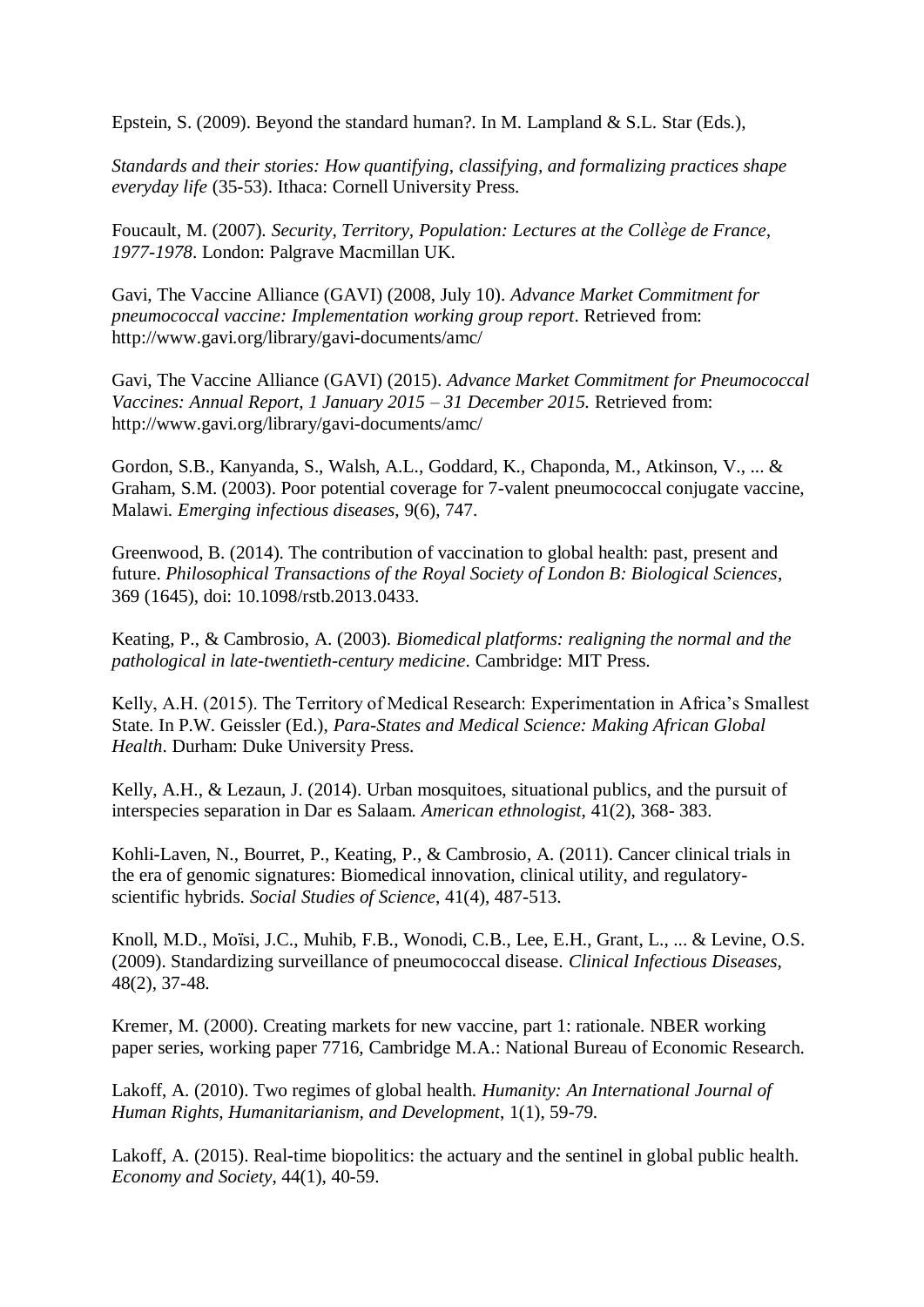Epstein, S. (2009). Beyond the standard human?. In M. Lampland & S.L. Star (Eds.),

*Standards and their stories: How quantifying, classifying, and formalizing practices shape everyday life* (35-53). Ithaca: Cornell University Press.

Foucault, M. (2007). *Security, Territory, Population: Lectures at the Collѐge de France, 1977-1978*. London: Palgrave Macmillan UK.

Gavi, The Vaccine Alliance (GAVI) (2008, July 10). *Advance Market Commitment for pneumococcal vaccine: Implementation working group report*. Retrieved from: http://www.gavi.org/library/gavi-documents/amc/

Gavi, The Vaccine Alliance (GAVI) (2015). *Advance Market Commitment for Pneumococcal Vaccines: Annual Report, 1 January 2015 – 31 December 2015.* Retrieved from: http://www.gavi.org/library/gavi-documents/amc/

Gordon, S.B., Kanyanda, S., Walsh, A.L., Goddard, K., Chaponda, M., Atkinson, V., ... & Graham, S.M. (2003). Poor potential coverage for 7-valent pneumococcal conjugate vaccine, Malawi. *Emerging infectious diseases*, 9(6), 747.

Greenwood, B. (2014). The contribution of vaccination to global health: past, present and future. *Philosophical Transactions of the Royal Society of London B: Biological Sciences*, 369 (1645), doi: 10.1098/rstb.2013.0433.

Keating, P., & Cambrosio, A. (2003). *Biomedical platforms: realigning the normal and the pathological in late-twentieth-century medicine*. Cambridge: MIT Press.

Kelly, A.H. (2015). The Territory of Medical Research: Experimentation in Africa's Smallest State. In P.W. Geissler (Ed.), *Para-States and Medical Science: Making African Global Health*. Durham: Duke University Press.

Kelly, A.H., & Lezaun, J. (2014). Urban mosquitoes, situational publics, and the pursuit of interspecies separation in Dar es Salaam. *American ethnologist*, 41(2), 368- 383.

Kohli-Laven, N., Bourret, P., Keating, P., & Cambrosio, A. (2011). Cancer clinical trials in the era of genomic signatures: Biomedical innovation, clinical utility, and regulatory-scientific hybrids. *Social Studies of Science*, 41(4), 487-513.

Knoll, M.D., Moïsi, J.C., Muhib, F.B., Wonodi, C.B., Lee, E.H., Grant, L., ... & Levine, O.S. (2009). Standardizing surveillance of pneumococcal disease. *Clinical Infectious Diseases*, 48(2), 37-48.

Kremer, M. (2000). Creating markets for new vaccine, part 1: rationale. NBER working paper series, working paper 7716, Cambridge M.A.: National Bureau of Economic Research.

Lakoff, A. (2010). Two regimes of global health. *Humanity: An International Journal of Human Rights, Humanitarianism, and Development*, 1(1), 59-79.

Lakoff, A. (2015). Real-time biopolitics: the actuary and the sentinel in global public health. *Economy and Society*, 44(1), 40-59.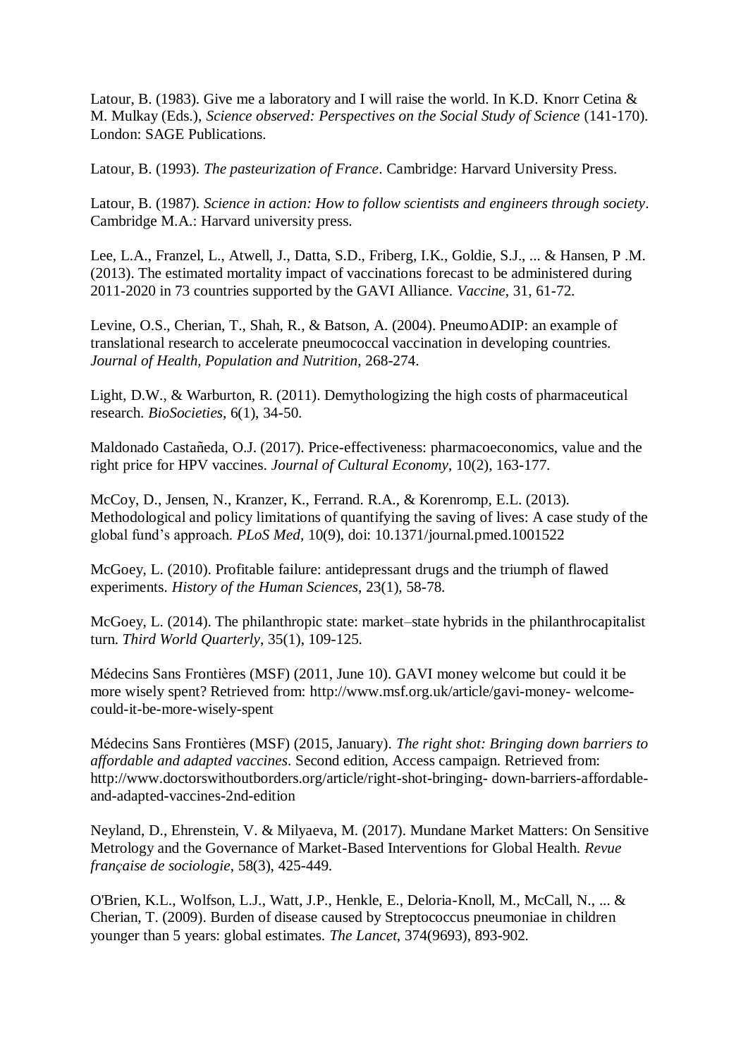Latour, B. (1983). Give me a laboratory and I will raise the world. In K.D. Knorr Cetina & M. Mulkay (Eds.), *Science observed: Perspectives on the Social Study of Science* (141-170). London: SAGE Publications.

Latour, B. (1993). *The pasteurization of France*. Cambridge: Harvard University Press.

Latour, B. (1987). *Science in action: How to follow scientists and engineers through society*. Cambridge M.A.: Harvard university press.

Lee, L.A., Franzel, L., Atwell, J., Datta, S.D., Friberg, I.K., Goldie, S.J., ... & Hansen, P .M. (2013). The estimated mortality impact of vaccinations forecast to be administered during 2011-2020 in 73 countries supported by the GAVI Alliance. *Vaccine*, 31, 61-72.

Levine, O.S., Cherian, T., Shah, R., & Batson, A. (2004). PneumoADIP: an example of translational research to accelerate pneumococcal vaccination in developing countries. *Journal of Health, Population and Nutrition*, 268-274.

Light, D.W., & Warburton, R. (2011). Demythologizing the high costs of pharmaceutical research. *BioSocieties*, 6(1), 34-50.

Maldonado Castañeda, O.J. (2017). Price-effectiveness: pharmacoeconomics, value and the right price for HPV vaccines. *Journal of Cultural Economy*, 10(2), 163-177.

McCoy, D., Jensen, N., Kranzer, K., Ferrand. R.A., & Korenromp, E.L. (2013). Methodological and policy limitations of quantifying the saving of lives: A case study of the global fund's approach. *PLoS Med*, 10(9), doi: 10.1371/journal.pmed.1001522

McGoey, L. (2010). Profitable failure: antidepressant drugs and the triumph of flawed experiments. *History of the Human Sciences*, 23(1), 58-78.

McGoey, L. (2014). The philanthropic state: market–state hybrids in the philanthrocapitalist turn. *Third World Quarterly*, 35(1), 109-125.

Médecins Sans Frontières (MSF) (2011, June 10). GAVI money welcome but could it be more wisely spent? Retrieved from: http://www.msf.org.uk/article/gavi-money- welcome-could-it-be-more-wisely-spent

Médecins Sans Frontières (MSF) (2015, January). *The right shot: Bringing down barriers to affordable and adapted vaccines*. Second edition, Access campaign. Retrieved from: http://www.doctorswithoutborders.org/article/right-shot-bringing- down-barriers-affordable-and-adapted-vaccines-2nd-edition

Neyland, D., Ehrenstein, V. & Milyaeva, M. (2017). Mundane Market Matters: On Sensitive Metrology and the Governance of Market-Based Interventions for Global Health. *Revue française de sociologie*, 58(3), 425-449.

O'Brien, K.L., Wolfson, L.J., Watt, J.P., Henkle, E., Deloria-Knoll, M., McCall, N., ... & Cherian, T. (2009). Burden of disease caused by Streptococcus pneumoniae in children younger than 5 years: global estimates. *The Lancet*, 374(9693), 893-902.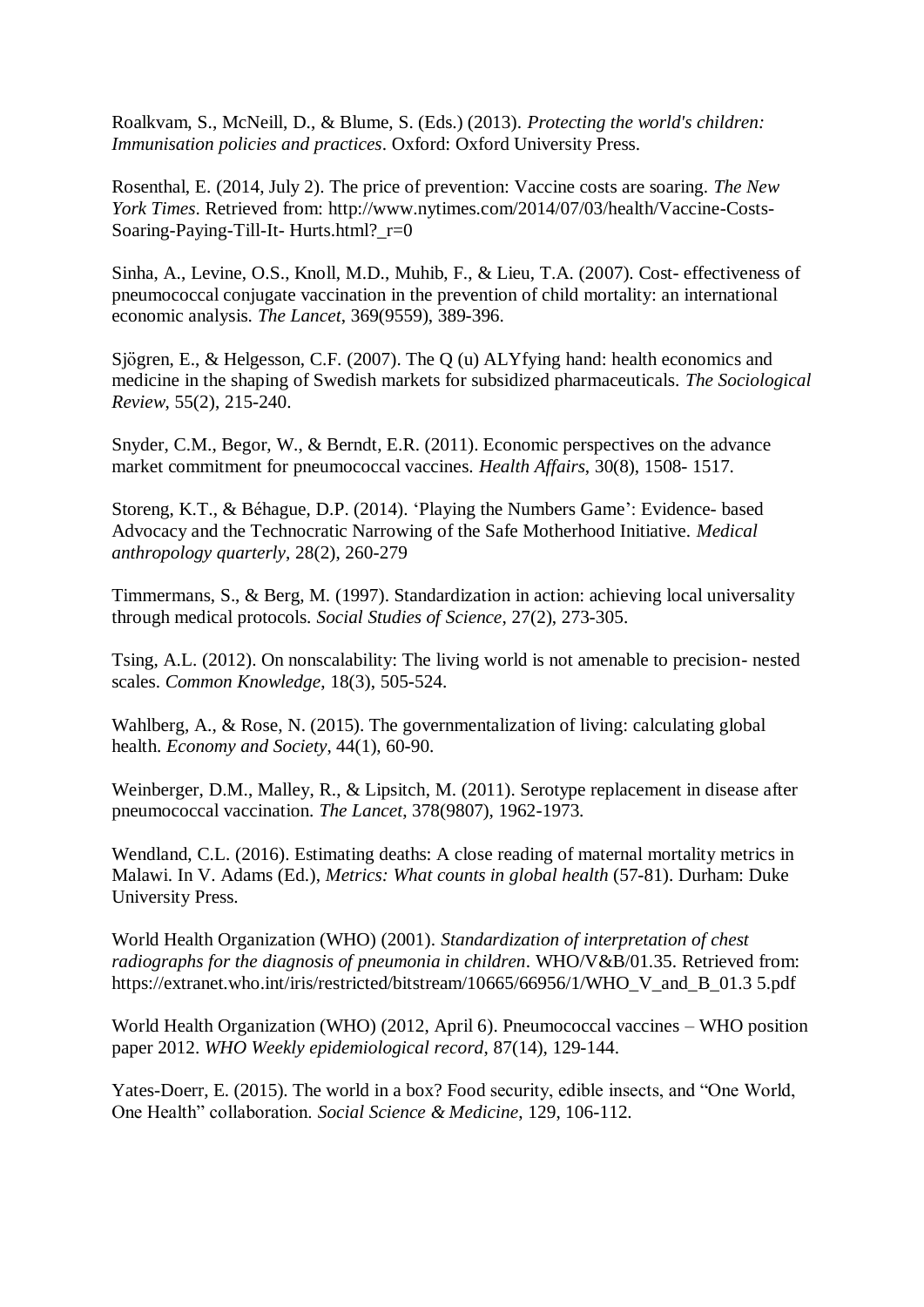Roalkvam, S., McNeill, D., & Blume, S. (Eds.) (2013). *Protecting the world's children: Immunisation policies and practices*. Oxford: Oxford University Press.

Rosenthal, E. (2014, July 2). The price of prevention: Vaccine costs are soaring. *The New York Times*. Retrieved from: http://www.nytimes.com/2014/07/03/health/Vaccine-Costs-Soaring-Paying-Till-It- Hurts.html?_r=0

Sinha, A., Levine, O.S., Knoll, M.D., Muhib, F., & Lieu, T.A. (2007). Cost- effectiveness of pneumococcal conjugate vaccination in the prevention of child mortality: an international economic analysis. *The Lancet*, 369(9559), 389-396.

Sjögren, E., & Helgesson, C.F. (2007). The Q (u) ALYfying hand: health economics and medicine in the shaping of Swedish markets for subsidized pharmaceuticals. *The Sociological Review*, 55(2), 215-240.

Snyder, C.M., Begor, W., & Berndt, E.R. (2011). Economic perspectives on the advance market commitment for pneumococcal vaccines. *Health Affairs*, 30(8), 1508- 1517.

Storeng, K.T., & Béhague, D.P. (2014). 'Playing the Numbers Game': Evidence- based Advocacy and the Technocratic Narrowing of the Safe Motherhood Initiative. *Medical anthropology quarterly*, 28(2), 260-279

Timmermans, S., & Berg, M. (1997). Standardization in action: achieving local universality through medical protocols. *Social Studies of Science*, 27(2), 273-305.

Tsing, A.L. (2012). On nonscalability: The living world is not amenable to precision- nested scales. *Common Knowledge*, 18(3), 505-524.

Wahlberg, A., & Rose, N. (2015). The governmentalization of living: calculating global health. *Economy and Society*, 44(1), 60-90.

Weinberger, D.M., Malley, R., & Lipsitch, M. (2011). Serotype replacement in disease after pneumococcal vaccination. *The Lancet*, 378(9807), 1962-1973.

Wendland, C.L. (2016). Estimating deaths: A close reading of maternal mortality metrics in Malawi. In V. Adams (Ed.), *Metrics: What counts in global health* (57-81). Durham: Duke University Press.

World Health Organization (WHO) (2001). *Standardization of interpretation of chest radiographs for the diagnosis of pneumonia in children*. WHO/V&B/01.35. Retrieved from: https://extranet.who.int/iris/restricted/bitstream/10665/66956/1/WHO_V_and_B_01.3 5.pdf

World Health Organization (WHO) (2012, April 6). Pneumococcal vaccines – WHO position paper 2012. *WHO Weekly epidemiological record*, 87(14), 129-144.

Yates-Doerr, E. (2015). The world in a box? Food security, edible insects, and "One World, One Health" collaboration. *Social Science & Medicine*, 129, 106-112.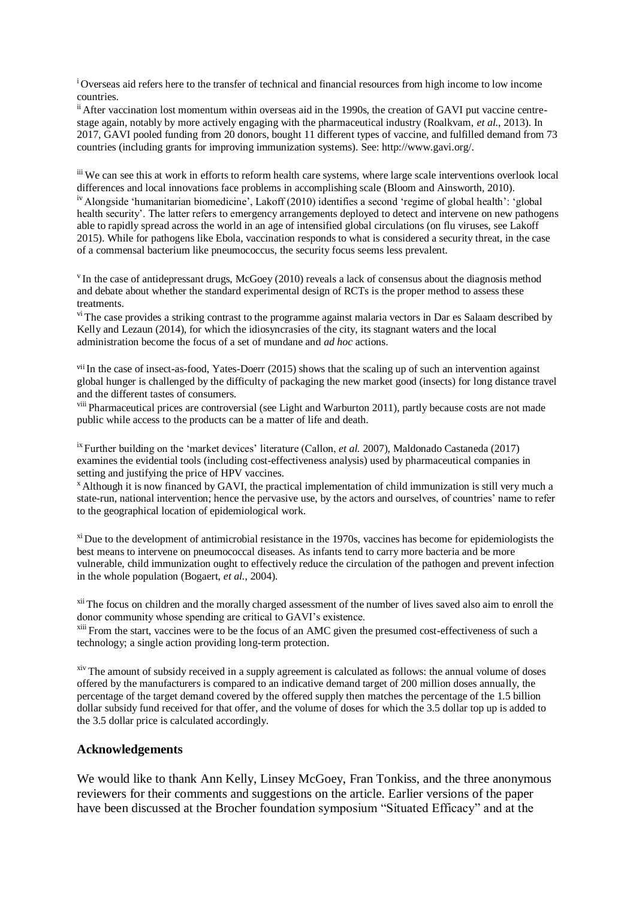[i] Overseas aid refers here to the transfer of technical and financial resources from high income to low income countries.

[ii] After vaccination lost momentum within overseas aid in the 1990s, the creation of GAVI put vaccine centre-stage again, notably by more actively engaging with the pharmaceutical industry (Roalkvam, *et al.*, 2013). In 2017, GAVI pooled funding from 20 donors, bought 11 different types of vaccine, and fulfilled demand from 73 countries (including grants for improving immunization systems). See: http://www.gavi.org/.

[iii] We can see this at work in efforts to reform health care systems, where large scale interventions overlook local differences and local innovations face problems in accomplishing scale (Bloom and Ainsworth, 2010).

[iv] Alongside 'humanitarian biomedicine', Lakoff (2010) identifies a second 'regime of global health': 'global health security'. The latter refers to emergency arrangements deployed to detect and intervene on new pathogens able to rapidly spread across the world in an age of intensified global circulations (on flu viruses, see Lakoff 2015). While for pathogens like Ebola, vaccination responds to what is considered a security threat, in the case of a commensal bacterium like pneumococcus, the security focus seems less prevalent.

[v] In the case of antidepressant drugs, McGoey (2010) reveals a lack of consensus about the diagnosis method and debate about whether the standard experimental design of RCTs is the proper method to assess these treatments.

[vi] The case provides a striking contrast to the programme against malaria vectors in Dar es Salaam described by Kelly and Lezaun (2014), for which the idiosyncrasies of the city, its stagnant waters and the local administration become the focus of a set of mundane and *ad hoc* actions.

[vii] In the case of insect-as-food, Yates-Doerr (2015) shows that the scaling up of such an intervention against global hunger is challenged by the difficulty of packaging the new market good (insects) for long distance travel and the different tastes of consumers.

[viii] Pharmaceutical prices are controversial (see Light and Warburton 2011), partly because costs are not made public while access to the products can be a matter of life and death.

[ix] Further building on the 'market devices' literature (Callon, *et al.* 2007), Maldonado Castaneda (2017) examines the evidential tools (including cost-effectiveness analysis) used by pharmaceutical companies in setting and justifying the price of HPV vaccines.

[x] Although it is now financed by GAVI, the practical implementation of child immunization is still very much a state-run, national intervention; hence the pervasive use, by the actors and ourselves, of countries' name to refer to the geographical location of epidemiological work.

[xi] Due to the development of antimicrobial resistance in the 1970s, vaccines has become for epidemiologists the best means to intervene on pneumococcal diseases. As infants tend to carry more bacteria and be more vulnerable, child immunization ought to effectively reduce the circulation of the pathogen and prevent infection in the whole population (Bogaert, *et al.*, 2004).

[xii] The focus on children and the morally charged assessment of the number of lives saved also aim to enroll the donor community whose spending are critical to GAVI's existence.

[xiii] From the start, vaccines were to be the focus of an AMC given the presumed cost-effectiveness of such a technology; a single action providing long-term protection.

[xiv] The amount of subsidy received in a supply agreement is calculated as follows: the annual volume of doses offered by the manufacturers is compared to an indicative demand target of 200 million doses annually, the percentage of the target demand covered by the offered supply then matches the percentage of the 1.5 billion dollar subsidy fund received for that offer, and the volume of doses for which the 3.5 dollar top up is added to the 3.5 dollar price is calculated accordingly.

## Acknowledgements

We would like to thank Ann Kelly, Linsey McGoey, Fran Tonkiss, and the three anonymous reviewers for their comments and suggestions on the article. Earlier versions of the paper have been discussed at the Brocher foundation symposium "Situated Efficacy" and at the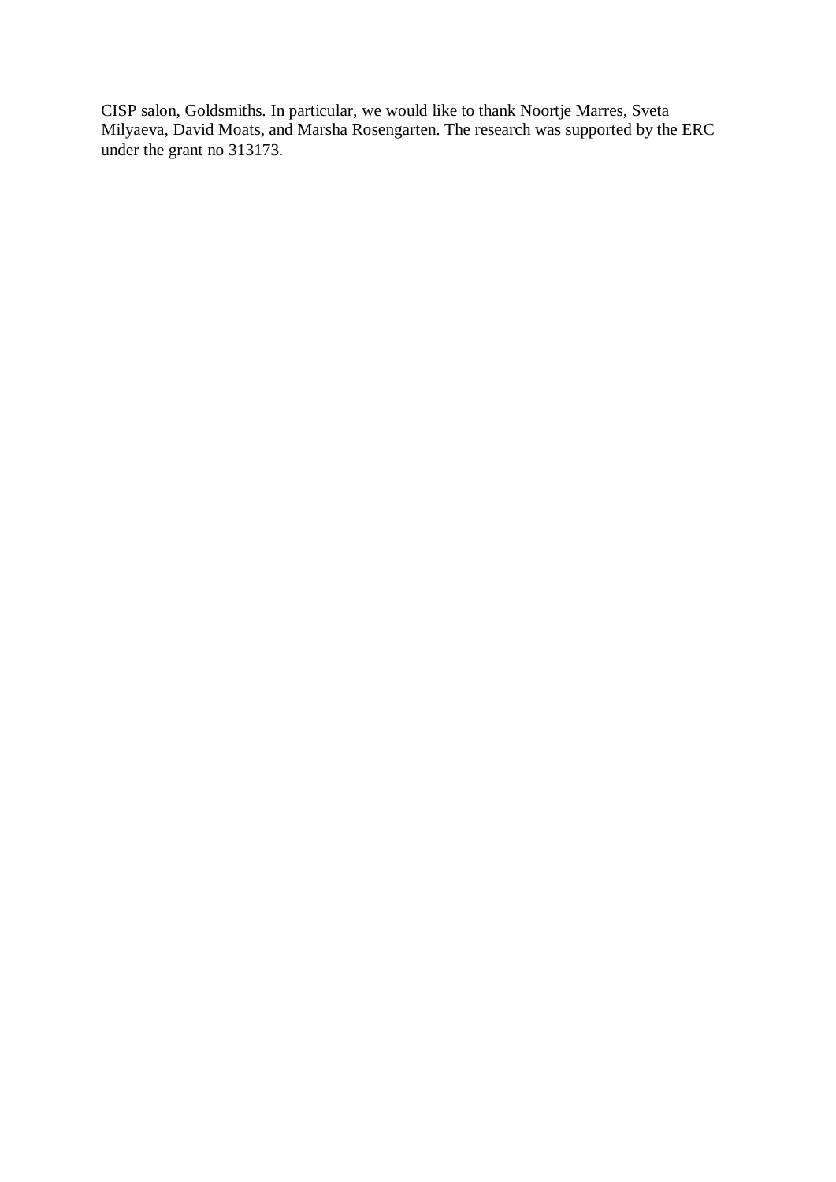CISP salon, Goldsmiths. In particular, we would like to thank Noortje Marres, Sveta Milyaeva, David Moats, and Marsha Rosengarten. The research was supported by the ERC under the grant no 313173.